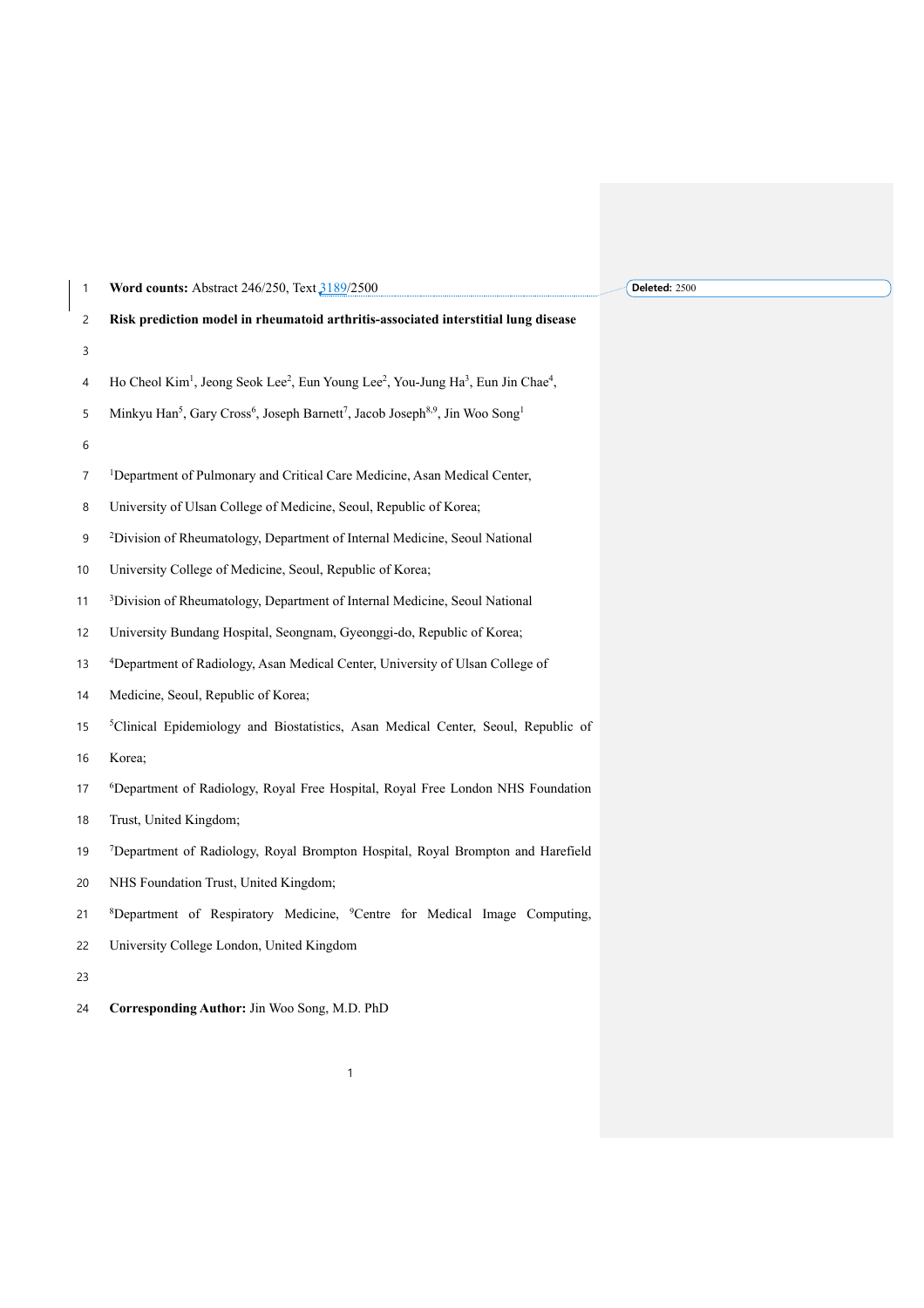**Word counts:** Abstract 246/250, Text 3189/2500

**Risk prediction model in rheumatoid arthritis-associated interstitial lung disease**

Ho Cheol Kim[1], Jeong Seok Lee[2], Eun Young Lee[2], You-Jung Ha[3], Eun Jin Chae[4], Minkyu Han[5], Gary Cross[6], Joseph Barnett[7], Jacob Joseph[8,9], Jin Woo Song[1]

[1]Department of Pulmonary and Critical Care Medicine, Asan Medical Center, University of Ulsan College of Medicine, Seoul, Republic of Korea;

[2]Division of Rheumatology, Department of Internal Medicine, Seoul National University College of Medicine, Seoul, Republic of Korea;

[3]Division of Rheumatology, Department of Internal Medicine, Seoul National University Bundang Hospital, Seongnam, Gyeonggi-do, Republic of Korea;

[4]Department of Radiology, Asan Medical Center, University of Ulsan College of Medicine, Seoul, Republic of Korea;

[5]Clinical Epidemiology and Biostatistics, Asan Medical Center, Seoul, Republic of Korea;

[6]Department of Radiology, Royal Free Hospital, Royal Free London NHS Foundation Trust, United Kingdom;

[7]Department of Radiology, Royal Brompton Hospital, Royal Brompton and Harefield NHS Foundation Trust, United Kingdom;

[8]Department of Respiratory Medicine, [9]Centre for Medical Image Computing, University College London, United Kingdom

**Corresponding Author:** Jin Woo Song, M.D. PhD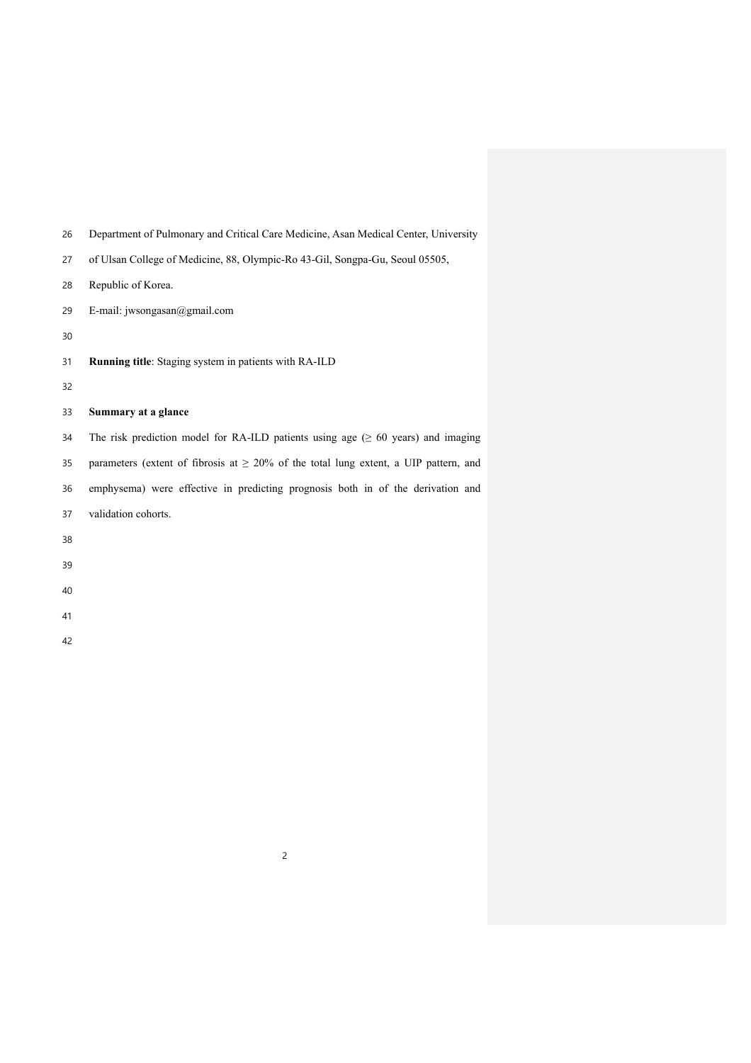Department of Pulmonary and Critical Care Medicine, Asan Medical Center, University of Ulsan College of Medicine, 88, Olympic-Ro 43-Gil, Songpa-Gu, Seoul 05505, Republic of Korea.

E-mail: jwsongasan@gmail.com

**Running title**: Staging system in patients with RA-ILD

**Summary at a glance**

The risk prediction model for RA-ILD patients using age (≥ 60 years) and imaging parameters (extent of fibrosis at ≥ 20% of the total lung extent, a UIP pattern, and emphysema) were effective in predicting prognosis both in of the derivation and validation cohorts.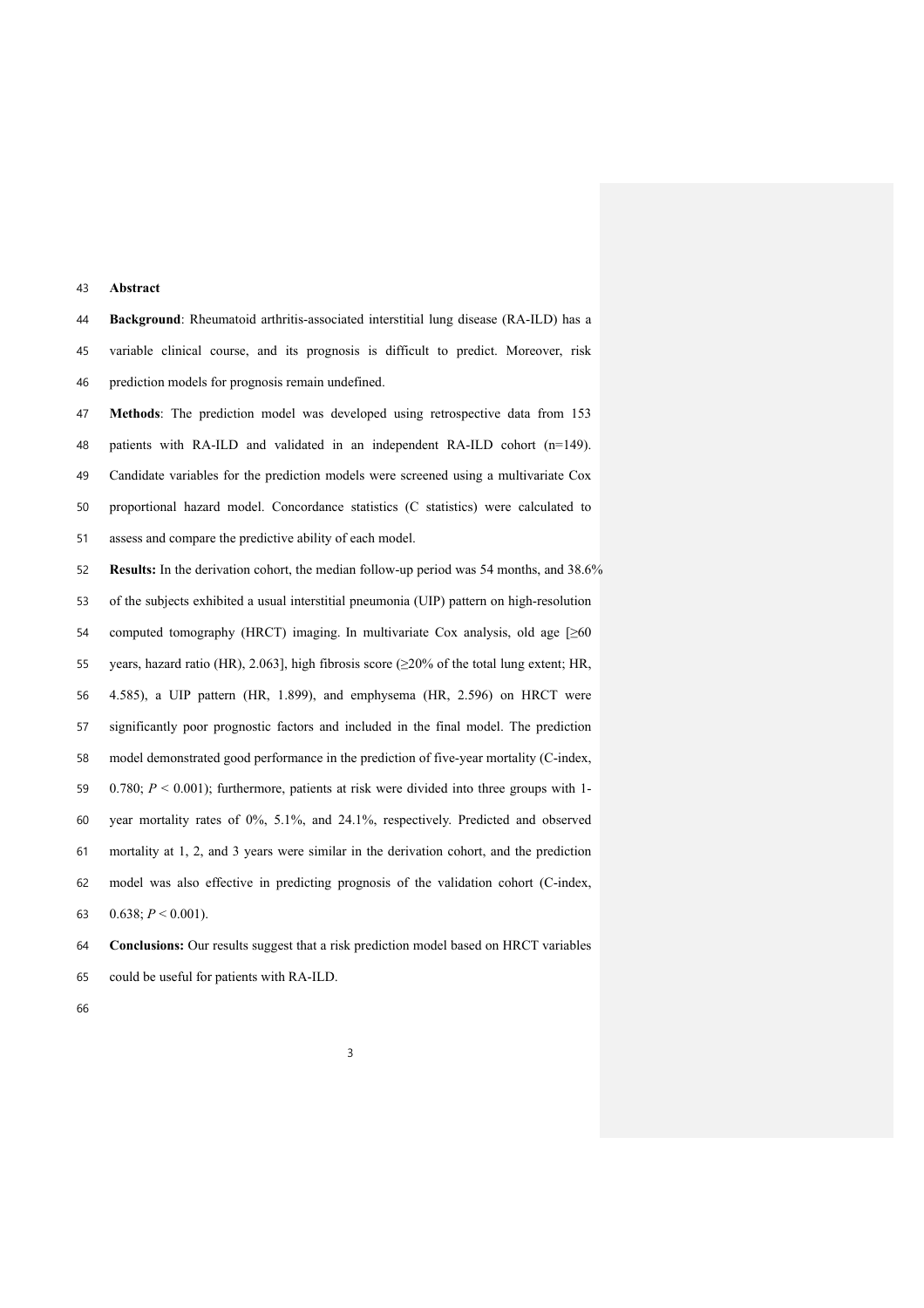## Abstract

**Background**: Rheumatoid arthritis-associated interstitial lung disease (RA-ILD) has a variable clinical course, and its prognosis is difficult to predict. Moreover, risk prediction models for prognosis remain undefined.

**Methods**: The prediction model was developed using retrospective data from 153 patients with RA-ILD and validated in an independent RA-ILD cohort (n=149). Candidate variables for the prediction models were screened using a multivariate Cox proportional hazard model. Concordance statistics (C statistics) were calculated to assess and compare the predictive ability of each model.

**Results:** In the derivation cohort, the median follow-up period was 54 months, and 38.6% of the subjects exhibited a usual interstitial pneumonia (UIP) pattern on high-resolution computed tomography (HRCT) imaging. In multivariate Cox analysis, old age [≥60 years, hazard ratio (HR), 2.063], high fibrosis score (≥20% of the total lung extent; HR, 4.585), a UIP pattern (HR, 1.899), and emphysema (HR, 2.596) on HRCT were significantly poor prognostic factors and included in the final model. The prediction model demonstrated good performance in the prediction of five-year mortality (C-index, 0.780; $P < 0.001$); furthermore, patients at risk were divided into three groups with 1-year mortality rates of 0%, 5.1%, and 24.1%, respectively. Predicted and observed mortality at 1, 2, and 3 years were similar in the derivation cohort, and the prediction model was also effective in predicting prognosis of the validation cohort (C-index, 0.638; $P < 0.001$).

**Conclusions:** Our results suggest that a risk prediction model based on HRCT variables could be useful for patients with RA-ILD.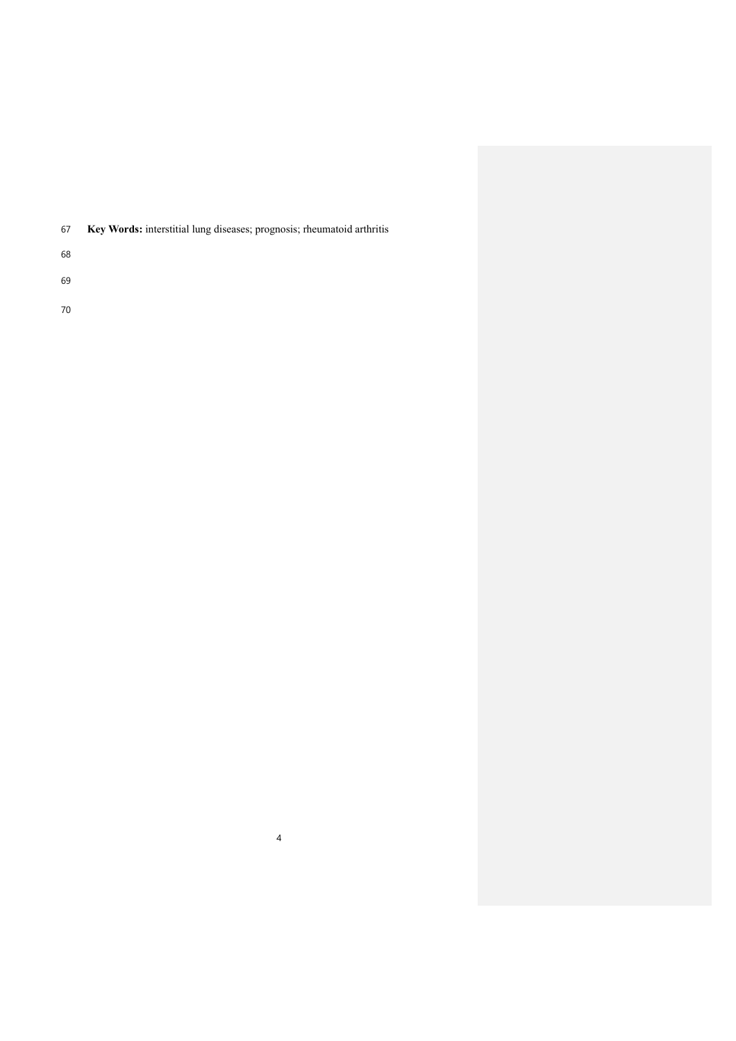**Key Words:** interstitial lung diseases; prognosis; rheumatoid arthritis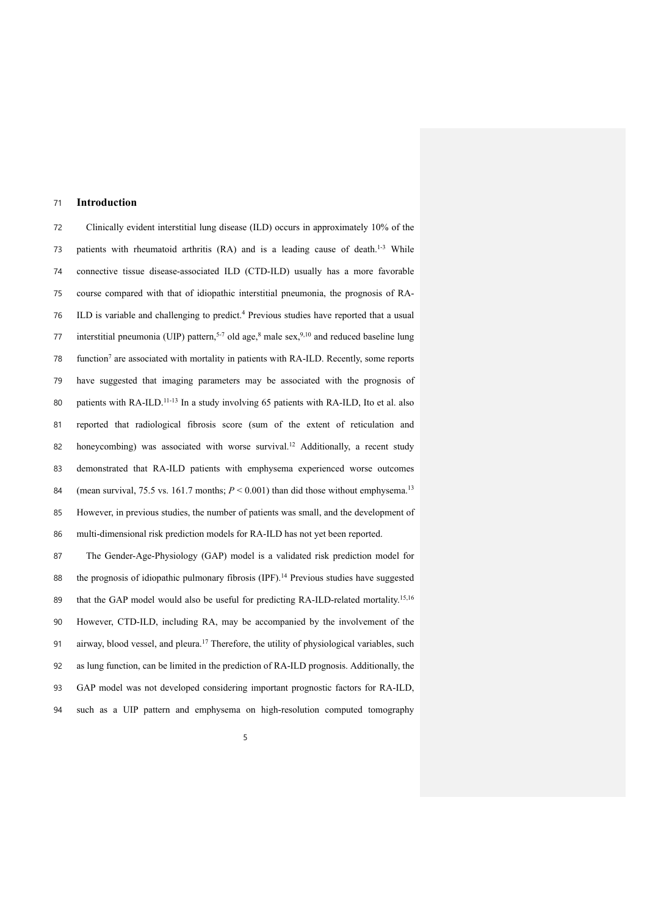## Introduction

Clinically evident interstitial lung disease (ILD) occurs in approximately 10% of the patients with rheumatoid arthritis (RA) and is a leading cause of death.[1-3] While connective tissue disease-associated ILD (CTD-ILD) usually has a more favorable course compared with that of idiopathic interstitial pneumonia, the prognosis of RA-ILD is variable and challenging to predict.[4] Previous studies have reported that a usual interstitial pneumonia (UIP) pattern,[5-7] old age,[8] male sex,[9,10] and reduced baseline lung function[7] are associated with mortality in patients with RA-ILD. Recently, some reports have suggested that imaging parameters may be associated with the prognosis of patients with RA-ILD.[11-13] In a study involving 65 patients with RA-ILD, Ito et al. also reported that radiological fibrosis score (sum of the extent of reticulation and honeycombing) was associated with worse survival.[12] Additionally, a recent study demonstrated that RA-ILD patients with emphysema experienced worse outcomes (mean survival, 75.5 vs. 161.7 months; $P < 0.001$) than did those without emphysema.[13] However, in previous studies, the number of patients was small, and the development of multi-dimensional risk prediction models for RA-ILD has not yet been reported.

The Gender-Age-Physiology (GAP) model is a validated risk prediction model for the prognosis of idiopathic pulmonary fibrosis (IPF).[14] Previous studies have suggested that the GAP model would also be useful for predicting RA-ILD-related mortality.[15,16] However, CTD-ILD, including RA, may be accompanied by the involvement of the airway, blood vessel, and pleura.[17] Therefore, the utility of physiological variables, such as lung function, can be limited in the prediction of RA-ILD prognosis. Additionally, the GAP model was not developed considering important prognostic factors for RA-ILD, such as a UIP pattern and emphysema on high-resolution computed tomography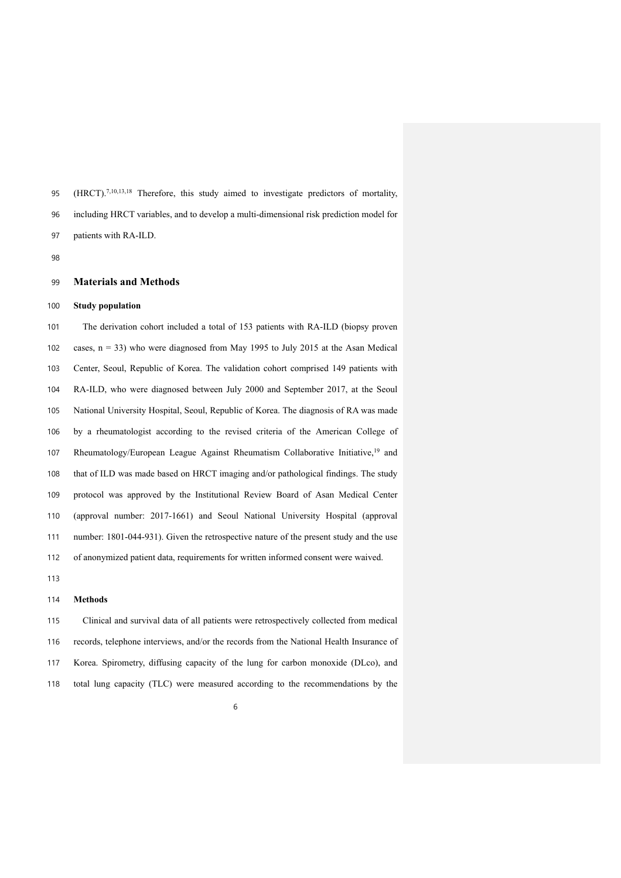(HRCT).[7,10,13,18] Therefore, this study aimed to investigate predictors of mortality, including HRCT variables, and to develop a multi-dimensional risk prediction model for patients with RA-ILD.

## Materials and Methods

### Study population

The derivation cohort included a total of 153 patients with RA-ILD (biopsy proven cases, n = 33) who were diagnosed from May 1995 to July 2015 at the Asan Medical Center, Seoul, Republic of Korea. The validation cohort comprised 149 patients with RA-ILD, who were diagnosed between July 2000 and September 2017, at the Seoul National University Hospital, Seoul, Republic of Korea. The diagnosis of RA was made by a rheumatologist according to the revised criteria of the American College of Rheumatology/European League Against Rheumatism Collaborative Initiative,[19] and that of ILD was made based on HRCT imaging and/or pathological findings. The study protocol was approved by the Institutional Review Board of Asan Medical Center (approval number: 2017-1661) and Seoul National University Hospital (approval number: 1801-044-931). Given the retrospective nature of the present study and the use of anonymized patient data, requirements for written informed consent were waived.

### Methods

Clinical and survival data of all patients were retrospectively collected from medical records, telephone interviews, and/or the records from the National Health Insurance of Korea. Spirometry, diffusing capacity of the lung for carbon monoxide (DLco), and total lung capacity (TLC) were measured according to the recommendations by the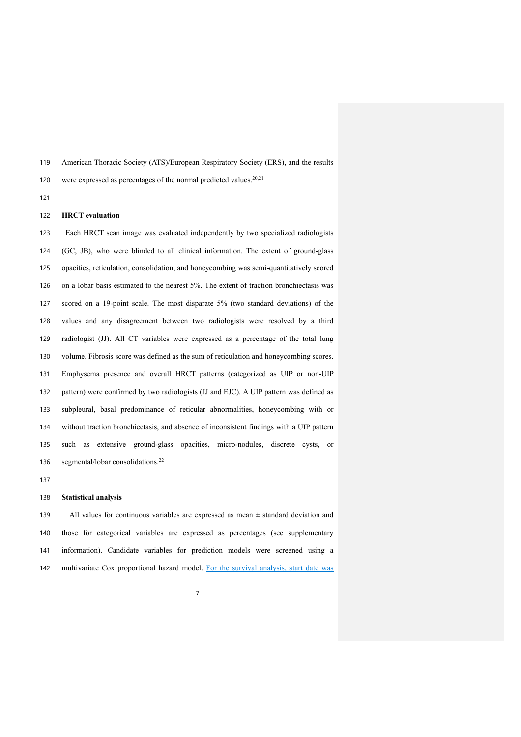American Thoracic Society (ATS)/European Respiratory Society (ERS), and the results were expressed as percentages of the normal predicted values.[20,21]

**HRCT evaluation**

Each HRCT scan image was evaluated independently by two specialized radiologists (GC, JB), who were blinded to all clinical information. The extent of ground-glass opacities, reticulation, consolidation, and honeycombing was semi-quantitatively scored on a lobar basis estimated to the nearest 5%. The extent of traction bronchiectasis was scored on a 19-point scale. The most disparate 5% (two standard deviations) of the values and any disagreement between two radiologists were resolved by a third radiologist (JJ). All CT variables were expressed as a percentage of the total lung volume. Fibrosis score was defined as the sum of reticulation and honeycombing scores. Emphysema presence and overall HRCT patterns (categorized as UIP or non-UIP pattern) were confirmed by two radiologists (JJ and EJC). A UIP pattern was defined as subpleural, basal predominance of reticular abnormalities, honeycombing with or without traction bronchiectasis, and absence of inconsistent findings with a UIP pattern such as extensive ground-glass opacities, micro-nodules, discrete cysts, or segmental/lobar consolidations.[22]

**Statistical analysis**

All values for continuous variables are expressed as mean ± standard deviation and those for categorical variables are expressed as percentages (see supplementary information). Candidate variables for prediction models were screened using a multivariate Cox proportional hazard model. For the survival analysis, start date was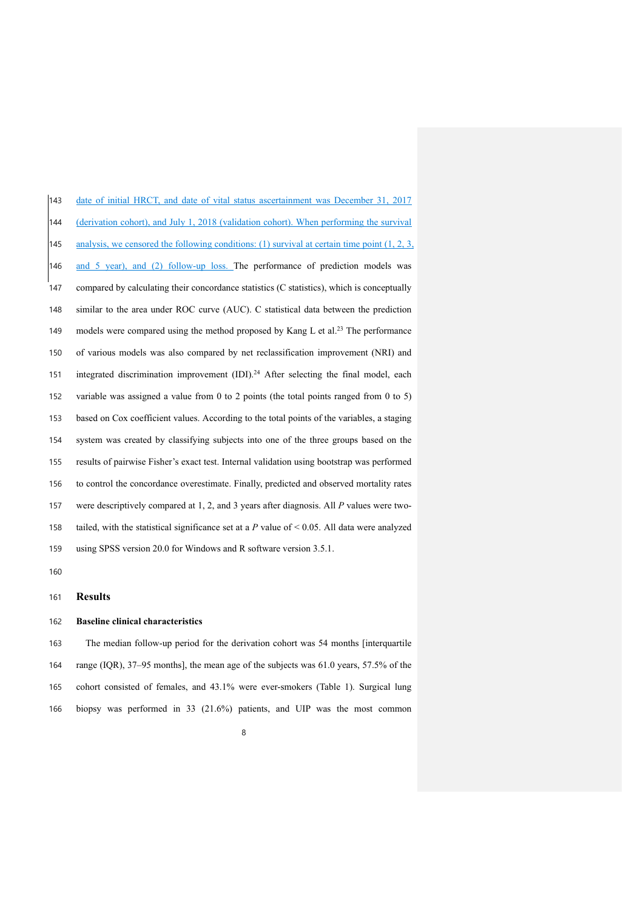date of initial HRCT, and date of vital status ascertainment was December 31, 2017 (derivation cohort), and July 1, 2018 (validation cohort). When performing the survival analysis, we censored the following conditions: (1) survival at certain time point (1, 2, 3, and 5 year), and (2) follow-up loss. The performance of prediction models was compared by calculating their concordance statistics (C statistics), which is conceptually similar to the area under ROC curve (AUC). C statistical data between the prediction models were compared using the method proposed by Kang L et al.[23] The performance of various models was also compared by net reclassification improvement (NRI) and integrated discrimination improvement (IDI).[24] After selecting the final model, each variable was assigned a value from 0 to 2 points (the total points ranged from 0 to 5) based on Cox coefficient values. According to the total points of the variables, a staging system was created by classifying subjects into one of the three groups based on the results of pairwise Fisher's exact test. Internal validation using bootstrap was performed to control the concordance overestimate. Finally, predicted and observed mortality rates were descriptively compared at 1, 2, and 3 years after diagnosis. All *P* values were two-tailed, with the statistical significance set at a *P* value of < 0.05. All data were analyzed using SPSS version 20.0 for Windows and R software version 3.5.1.

## Results

### Baseline clinical characteristics

The median follow-up period for the derivation cohort was 54 months [interquartile range (IQR), 37–95 months], the mean age of the subjects was 61.0 years, 57.5% of the cohort consisted of females, and 43.1% were ever-smokers (Table 1). Surgical lung biopsy was performed in 33 (21.6%) patients, and UIP was the most common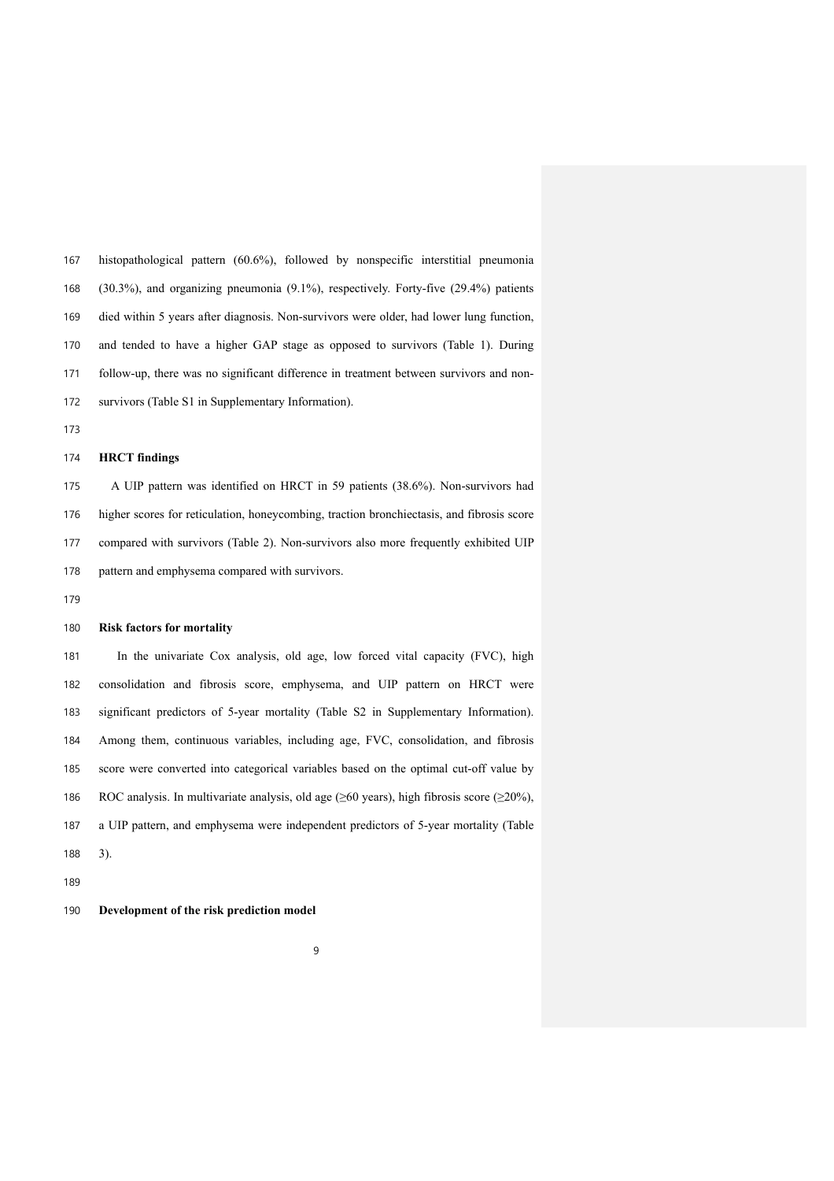histopathological pattern (60.6%), followed by nonspecific interstitial pneumonia (30.3%), and organizing pneumonia (9.1%), respectively. Forty-five (29.4%) patients died within 5 years after diagnosis. Non-survivors were older, had lower lung function, and tended to have a higher GAP stage as opposed to survivors (Table 1). During follow-up, there was no significant difference in treatment between survivors and non-survivors (Table S1 in Supplementary Information).

**HRCT findings**

A UIP pattern was identified on HRCT in 59 patients (38.6%). Non-survivors had higher scores for reticulation, honeycombing, traction bronchiectasis, and fibrosis score compared with survivors (Table 2). Non-survivors also more frequently exhibited UIP pattern and emphysema compared with survivors.

**Risk factors for mortality**

In the univariate Cox analysis, old age, low forced vital capacity (FVC), high consolidation and fibrosis score, emphysema, and UIP pattern on HRCT were significant predictors of 5-year mortality (Table S2 in Supplementary Information). Among them, continuous variables, including age, FVC, consolidation, and fibrosis score were converted into categorical variables based on the optimal cut-off value by ROC analysis. In multivariate analysis, old age (≥60 years), high fibrosis score (≥20%), a UIP pattern, and emphysema were independent predictors of 5-year mortality (Table 3).

**Development of the risk prediction model**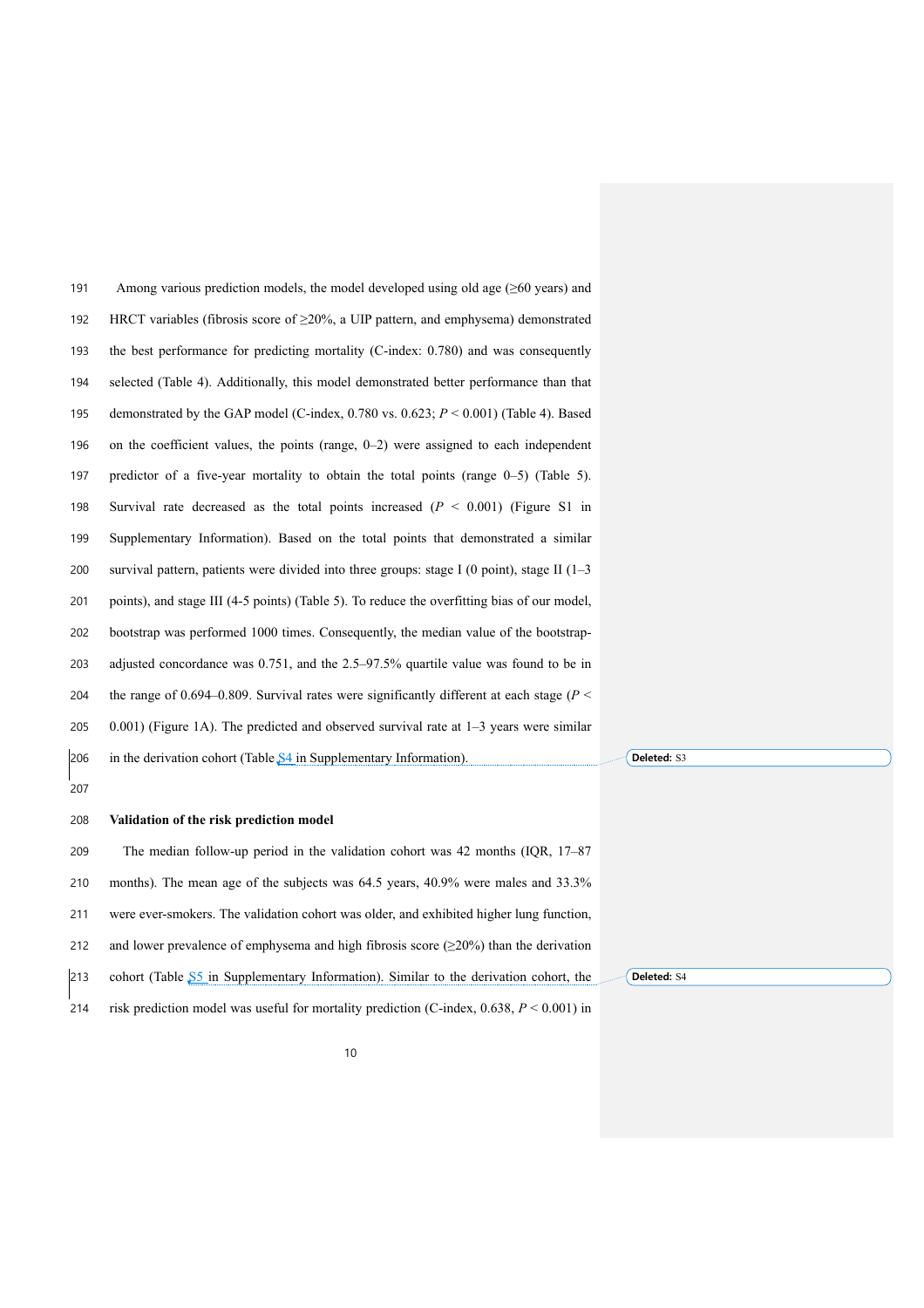Among various prediction models, the model developed using old age (≥60 years) and HRCT variables (fibrosis score of ≥20%, a UIP pattern, and emphysema) demonstrated the best performance for predicting mortality (C-index: 0.780) and was consequently selected (Table 4). Additionally, this model demonstrated better performance than that demonstrated by the GAP model (C-index, 0.780 vs. 0.623; $P < 0.001$) (Table 4). Based on the coefficient values, the points (range, 0–2) were assigned to each independent predictor of a five-year mortality to obtain the total points (range 0–5) (Table 5). Survival rate decreased as the total points increased ($P < 0.001$) (Figure S1 in Supplementary Information). Based on the total points that demonstrated a similar survival pattern, patients were divided into three groups: stage I (0 point), stage II (1–3 points), and stage III (4-5 points) (Table 5). To reduce the overfitting bias of our model, bootstrap was performed 1000 times. Consequently, the median value of the bootstrap-adjusted concordance was 0.751, and the 2.5–97.5% quartile value was found to be in the range of 0.694–0.809. Survival rates were significantly different at each stage ($P < 0.001$) (Figure 1A). The predicted and observed survival rate at 1–3 years were similar in the derivation cohort (Table S4 in Supplementary Information).

**Validation of the risk prediction model**

The median follow-up period in the validation cohort was 42 months (IQR, 17–87 months). The mean age of the subjects was 64.5 years, 40.9% were males and 33.3% were ever-smokers. The validation cohort was older, and exhibited higher lung function, and lower prevalence of emphysema and high fibrosis score (≥20%) than the derivation cohort (Table S5 in Supplementary Information). Similar to the derivation cohort, the risk prediction model was useful for mortality prediction (C-index, 0.638, $P < 0.001$) in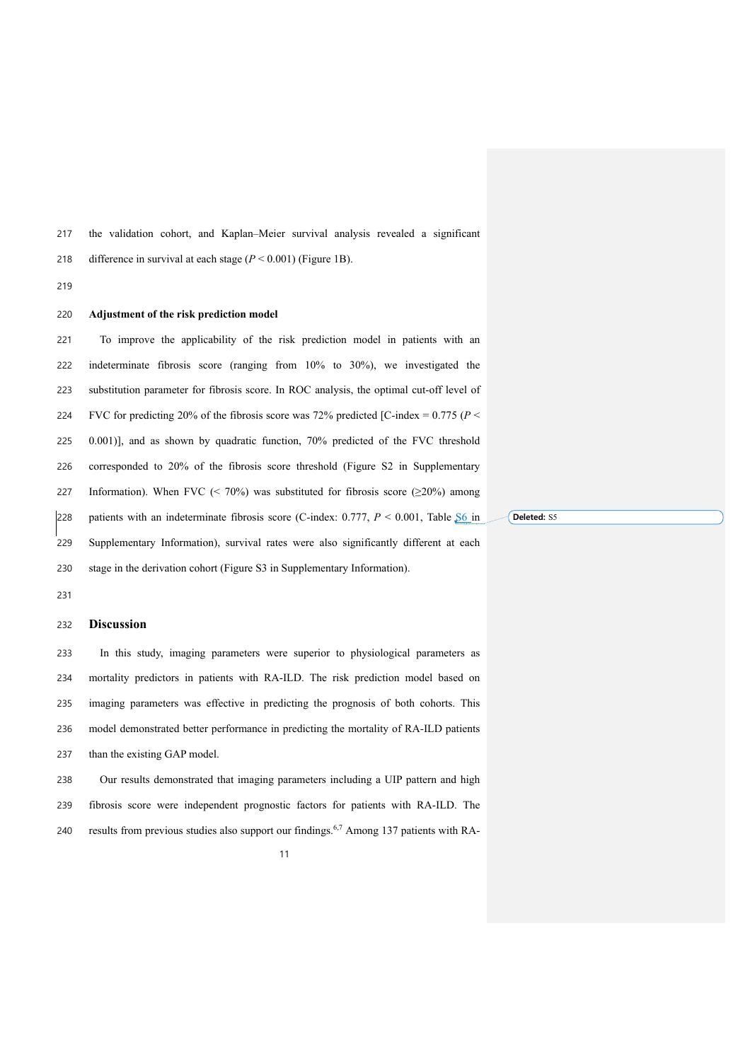the validation cohort, and Kaplan–Meier survival analysis revealed a significant difference in survival at each stage ($P < 0.001$) (Figure 1B).

**Adjustment of the risk prediction model**

To improve the applicability of the risk prediction model in patients with an indeterminate fibrosis score (ranging from 10% to 30%), we investigated the substitution parameter for fibrosis score. In ROC analysis, the optimal cut-off level of FVC for predicting 20% of the fibrosis score was 72% predicted [C-index = 0.775 ($P < 0.001$)], and as shown by quadratic function, 70% predicted of the FVC threshold corresponded to 20% of the fibrosis score threshold (Figure S2 in Supplementary Information). When FVC (< 70%) was substituted for fibrosis score (≥20%) among patients with an indeterminate fibrosis score (C-index: 0.777, $P < 0.001$, Table S6 in Supplementary Information), survival rates were also significantly different at each stage in the derivation cohort (Figure S3 in Supplementary Information).

## Discussion

In this study, imaging parameters were superior to physiological parameters as mortality predictors in patients with RA-ILD. The risk prediction model based on imaging parameters was effective in predicting the prognosis of both cohorts. This model demonstrated better performance in predicting the mortality of RA-ILD patients than the existing GAP model.

Our results demonstrated that imaging parameters including a UIP pattern and high fibrosis score were independent prognostic factors for patients with RA-ILD. The results from previous studies also support our findings.[6,7] Among 137 patients with RA-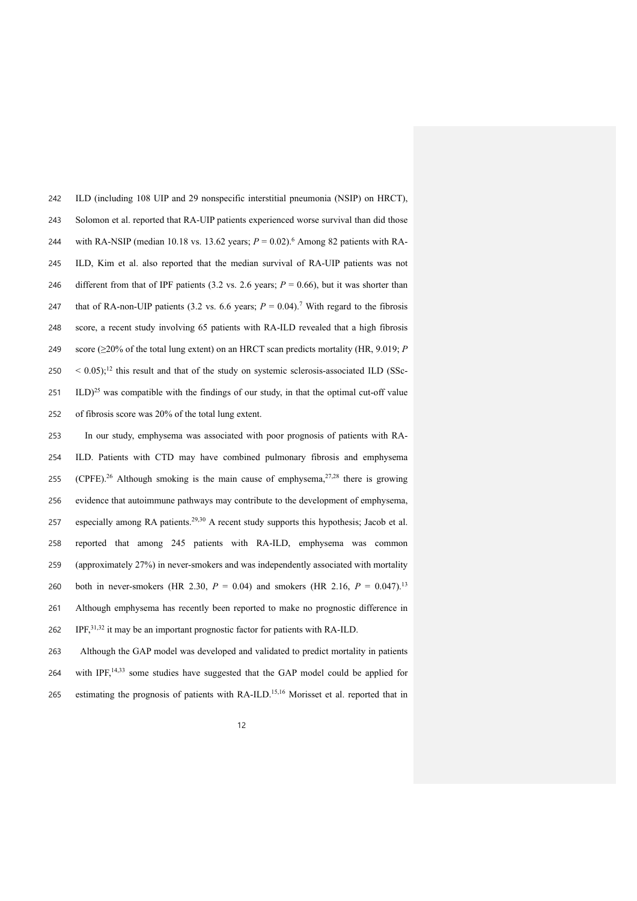ILD (including 108 UIP and 29 nonspecific interstitial pneumonia (NSIP) on HRCT), Solomon et al. reported that RA-UIP patients experienced worse survival than did those with RA-NSIP (median 10.18 vs. 13.62 years; $P = 0.02$).[6] Among 82 patients with RA-ILD, Kim et al. also reported that the median survival of RA-UIP patients was not different from that of IPF patients (3.2 vs. 2.6 years; $P = 0.66$), but it was shorter than that of RA-non-UIP patients (3.2 vs. 6.6 years; $P = 0.04$).[7] With regard to the fibrosis score, a recent study involving 65 patients with RA-ILD revealed that a high fibrosis score (≥20% of the total lung extent) on an HRCT scan predicts mortality (HR, 9.019; $P < 0.05$);[12] this result and that of the study on systemic sclerosis-associated ILD (SSc-ILD)[25] was compatible with the findings of our study, in that the optimal cut-off value of fibrosis score was 20% of the total lung extent.

In our study, emphysema was associated with poor prognosis of patients with RA-ILD. Patients with CTD may have combined pulmonary fibrosis and emphysema (CPFE).[26] Although smoking is the main cause of emphysema,[27,28] there is growing evidence that autoimmune pathways may contribute to the development of emphysema, especially among RA patients.[29,30] A recent study supports this hypothesis; Jacob et al. reported that among 245 patients with RA-ILD, emphysema was common (approximately 27%) in never-smokers and was independently associated with mortality both in never-smokers (HR 2.30, $P = 0.04$) and smokers (HR 2.16, $P = 0.047$).[13] Although emphysema has recently been reported to make no prognostic difference in IPF,[31,32] it may be an important prognostic factor for patients with RA-ILD.

Although the GAP model was developed and validated to predict mortality in patients with IPF,[14,33] some studies have suggested that the GAP model could be applied for estimating the prognosis of patients with RA-ILD.[15,16] Morisset et al. reported that in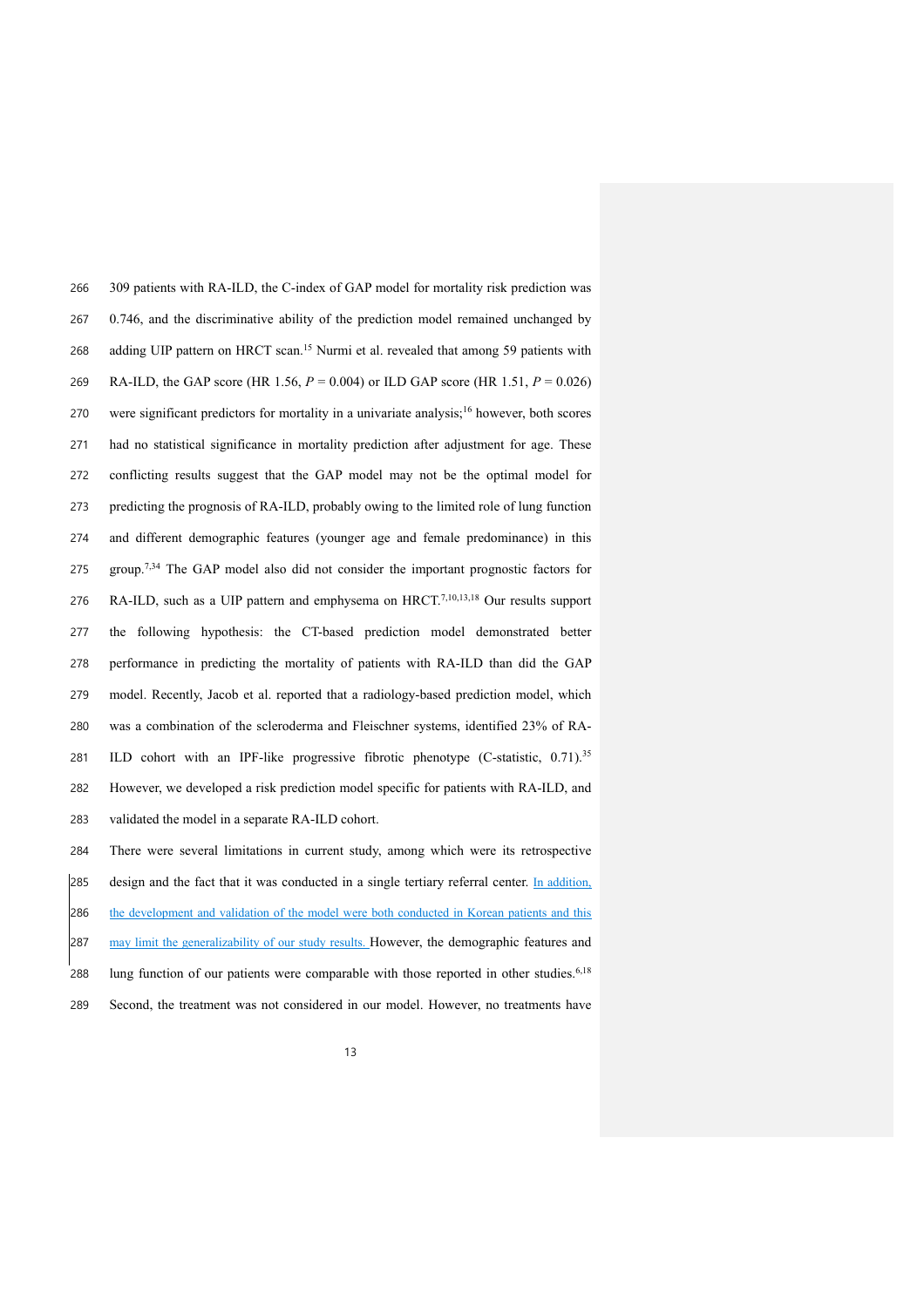309 patients with RA-ILD, the C-index of GAP model for mortality risk prediction was 0.746, and the discriminative ability of the prediction model remained unchanged by adding UIP pattern on HRCT scan.[15] Nurmi et al. revealed that among 59 patients with RA-ILD, the GAP score (HR 1.56, $P = 0.004$) or ILD GAP score (HR 1.51, $P = 0.026$) were significant predictors for mortality in a univariate analysis;[16] however, both scores had no statistical significance in mortality prediction after adjustment for age. These conflicting results suggest that the GAP model may not be the optimal model for predicting the prognosis of RA-ILD, probably owing to the limited role of lung function and different demographic features (younger age and female predominance) in this group.[7,34] The GAP model also did not consider the important prognostic factors for RA-ILD, such as a UIP pattern and emphysema on HRCT.[7,10,13,18] Our results support the following hypothesis: the CT-based prediction model demonstrated better performance in predicting the mortality of patients with RA-ILD than did the GAP model. Recently, Jacob et al. reported that a radiology-based prediction model, which was a combination of the scleroderma and Fleischner systems, identified 23% of RA-ILD cohort with an IPF-like progressive fibrotic phenotype (C-statistic, 0.71).[35] However, we developed a risk prediction model specific for patients with RA-ILD, and validated the model in a separate RA-ILD cohort.

There were several limitations in current study, among which were its retrospective design and the fact that it was conducted in a single tertiary referral center. In addition, the development and validation of the model were both conducted in Korean patients and this may limit the generalizability of our study results. However, the demographic features and lung function of our patients were comparable with those reported in other studies.[6,18] Second, the treatment was not considered in our model. However, no treatments have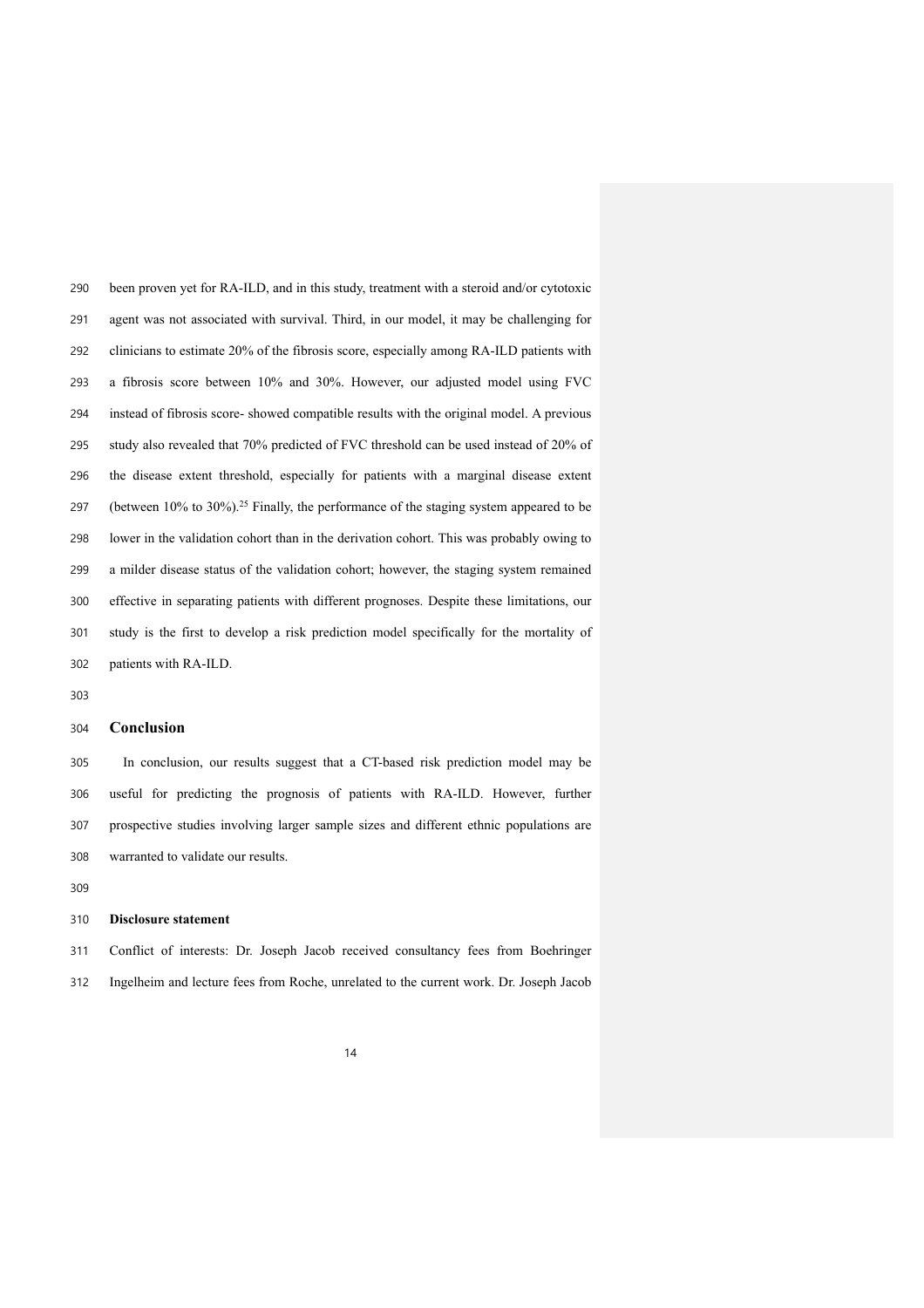been proven yet for RA-ILD, and in this study, treatment with a steroid and/or cytotoxic agent was not associated with survival. Third, in our model, it may be challenging for clinicians to estimate 20% of the fibrosis score, especially among RA-ILD patients with a fibrosis score between 10% and 30%. However, our adjusted model using FVC instead of fibrosis score- showed compatible results with the original model. A previous study also revealed that 70% predicted of FVC threshold can be used instead of 20% of the disease extent threshold, especially for patients with a marginal disease extent (between 10% to 30%).[25] Finally, the performance of the staging system appeared to be lower in the validation cohort than in the derivation cohort. This was probably owing to a milder disease status of the validation cohort; however, the staging system remained effective in separating patients with different prognoses. Despite these limitations, our study is the first to develop a risk prediction model specifically for the mortality of patients with RA-ILD.

## Conclusion

In conclusion, our results suggest that a CT-based risk prediction model may be useful for predicting the prognosis of patients with RA-ILD. However, further prospective studies involving larger sample sizes and different ethnic populations are warranted to validate our results.

**Disclosure statement**

Conflict of interests: Dr. Joseph Jacob received consultancy fees from Boehringer Ingelheim and lecture fees from Roche, unrelated to the current work. Dr. Joseph Jacob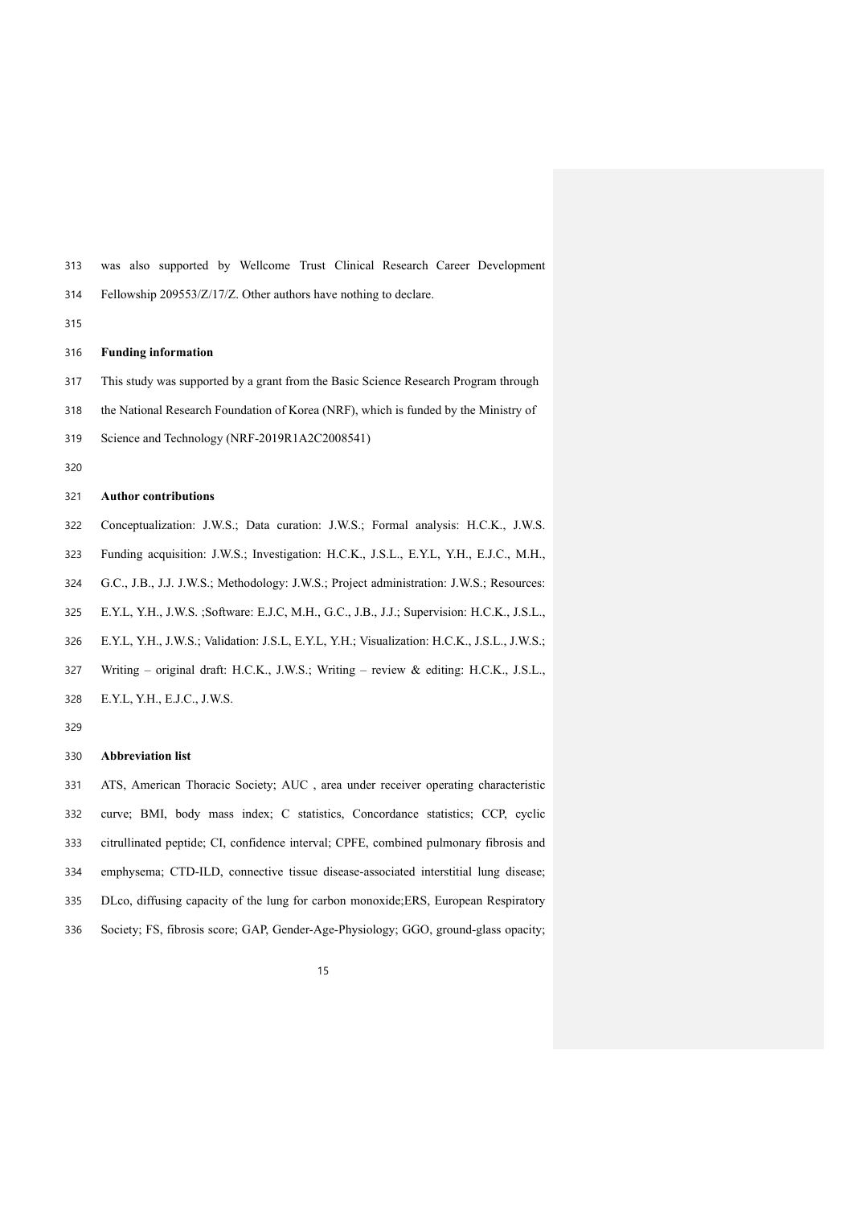was also supported by Wellcome Trust Clinical Research Career Development Fellowship 209553/Z/17/Z. Other authors have nothing to declare.

**Funding information**

This study was supported by a grant from the Basic Science Research Program through the National Research Foundation of Korea (NRF), which is funded by the Ministry of Science and Technology (NRF-2019R1A2C2008541)

**Author contributions**

Conceptualization: J.W.S.; Data curation: J.W.S.; Formal analysis: H.C.K., J.W.S. Funding acquisition: J.W.S.; Investigation: H.C.K., J.S.L., E.Y.L, Y.H., E.J.C., M.H., G.C., J.B., J.J. J.W.S.; Methodology: J.W.S.; Project administration: J.W.S.; Resources: E.Y.L, Y.H., J.W.S. ;Software: E.J.C, M.H., G.C., J.B., J.J.; Supervision: H.C.K., J.S.L., E.Y.L, Y.H., J.W.S.; Validation: J.S.L, E.Y.L, Y.H.; Visualization: H.C.K., J.S.L., J.W.S.; Writing – original draft: H.C.K., J.W.S.; Writing – review & editing: H.C.K., J.S.L., E.Y.L, Y.H., E.J.C., J.W.S.

**Abbreviation list**

ATS, American Thoracic Society; AUC , area under receiver operating characteristic curve; BMI, body mass index; C statistics, Concordance statistics; CCP, cyclic citrullinated peptide; CI, confidence interval; CPFE, combined pulmonary fibrosis and emphysema; CTD-ILD, connective tissue disease-associated interstitial lung disease; DLco, diffusing capacity of the lung for carbon monoxide;ERS, European Respiratory Society; FS, fibrosis score; GAP, Gender-Age-Physiology; GGO, ground-glass opacity;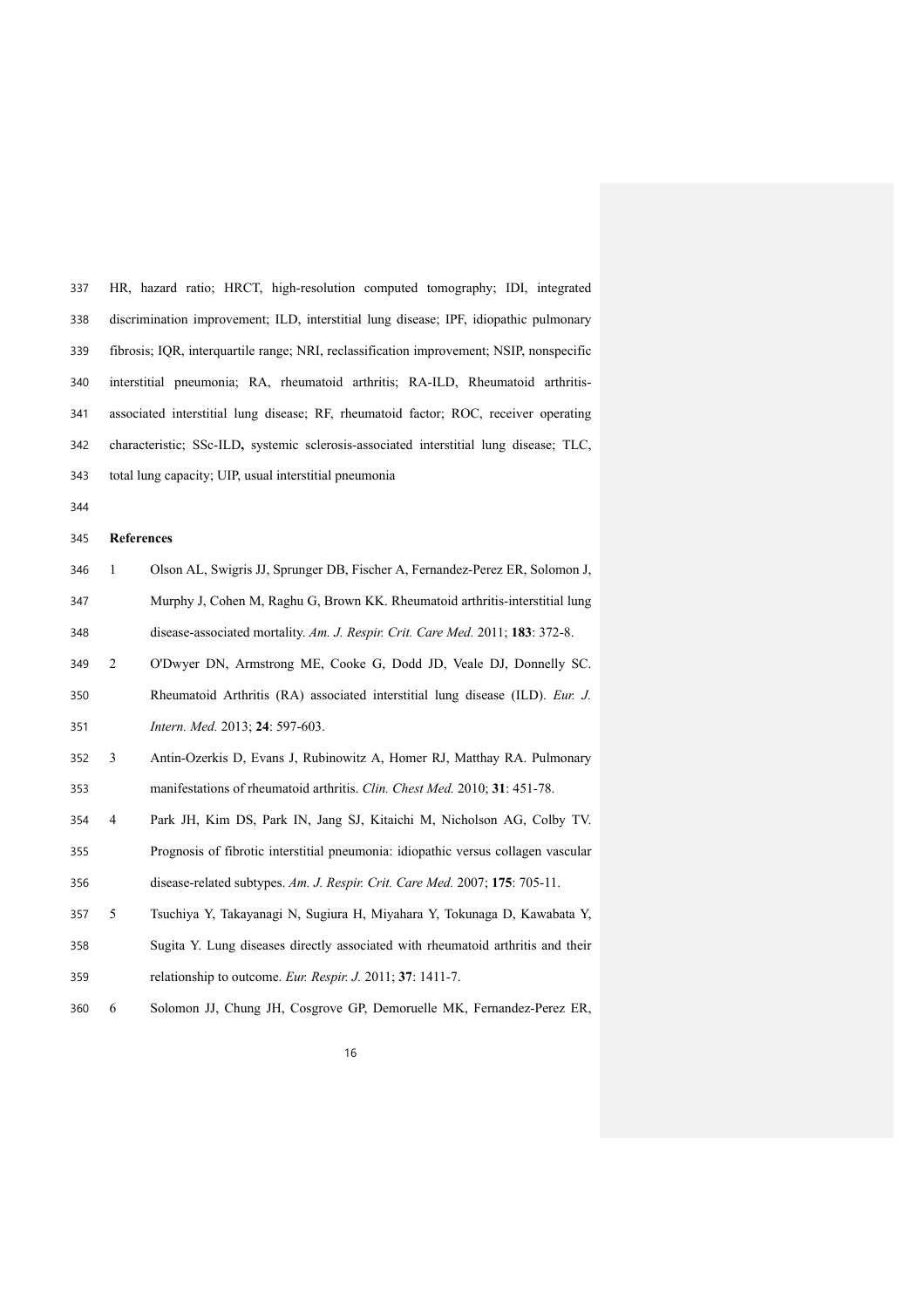HR, hazard ratio; HRCT, high-resolution computed tomography; IDI, integrated discrimination improvement; ILD, interstitial lung disease; IPF, idiopathic pulmonary fibrosis; IQR, interquartile range; NRI, reclassification improvement; NSIP, nonspecific interstitial pneumonia; RA, rheumatoid arthritis; RA-ILD, Rheumatoid arthritis-associated interstitial lung disease; RF, rheumatoid factor; ROC, receiver operating characteristic; SSc-ILD**,** systemic sclerosis-associated interstitial lung disease; TLC, total lung capacity; UIP, usual interstitial pneumonia

## References

1. Olson AL, Swigris JJ, Sprunger DB, Fischer A, Fernandez-Perez ER, Solomon J, Murphy J, Cohen M, Raghu G, Brown KK. Rheumatoid arthritis-interstitial lung disease-associated mortality. *Am. J. Respir. Crit. Care Med.* 2011; **183**: 372-8.
2. O'Dwyer DN, Armstrong ME, Cooke G, Dodd JD, Veale DJ, Donnelly SC. Rheumatoid Arthritis (RA) associated interstitial lung disease (ILD). *Eur. J. Intern. Med.* 2013; **24**: 597-603.
3. Antin-Ozerkis D, Evans J, Rubinowitz A, Homer RJ, Matthay RA. Pulmonary manifestations of rheumatoid arthritis. *Clin. Chest Med.* 2010; **31**: 451-78.
4. Park JH, Kim DS, Park IN, Jang SJ, Kitaichi M, Nicholson AG, Colby TV. Prognosis of fibrotic interstitial pneumonia: idiopathic versus collagen vascular disease-related subtypes. *Am. J. Respir. Crit. Care Med.* 2007; **175**: 705-11.
5. Tsuchiya Y, Takayanagi N, Sugiura H, Miyahara Y, Tokunaga D, Kawabata Y, Sugita Y. Lung diseases directly associated with rheumatoid arthritis and their relationship to outcome. *Eur. Respir. J.* 2011; **37**: 1411-7.
6. Solomon JJ, Chung JH, Cosgrove GP, Demoruelle MK, Fernandez-Perez ER,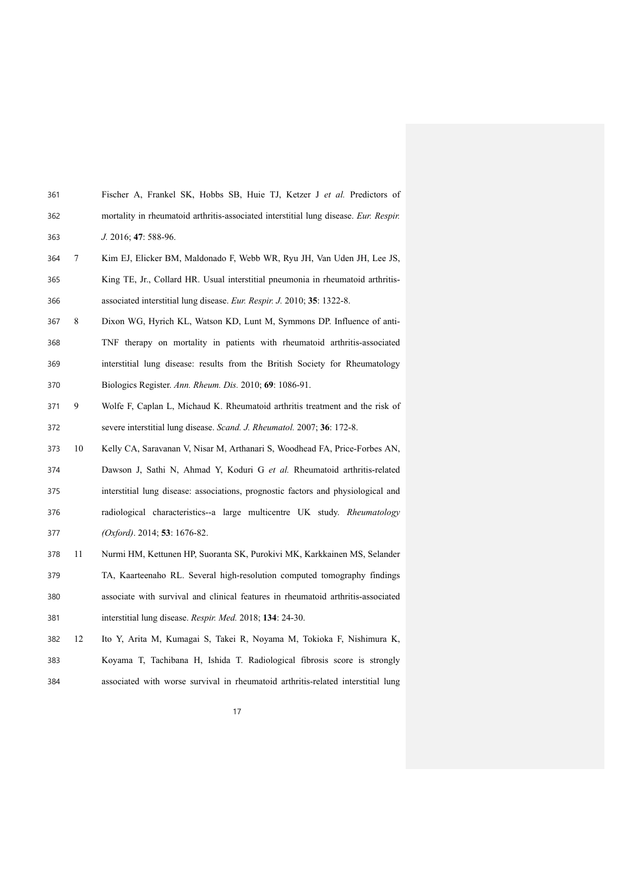Fischer A, Frankel SK, Hobbs SB, Huie TJ, Ketzer J *et al.* Predictors of mortality in rheumatoid arthritis-associated interstitial lung disease. *Eur. Respir. J.* 2016; **47**: 588-96.

7 Kim EJ, Elicker BM, Maldonado F, Webb WR, Ryu JH, Van Uden JH, Lee JS, King TE, Jr., Collard HR. Usual interstitial pneumonia in rheumatoid arthritis-associated interstitial lung disease. *Eur. Respir. J.* 2010; **35**: 1322-8.

8 Dixon WG, Hyrich KL, Watson KD, Lunt M, Symmons DP. Influence of anti-TNF therapy on mortality in patients with rheumatoid arthritis-associated interstitial lung disease: results from the British Society for Rheumatology Biologics Register. *Ann. Rheum. Dis.* 2010; **69**: 1086-91.

9 Wolfe F, Caplan L, Michaud K. Rheumatoid arthritis treatment and the risk of severe interstitial lung disease. *Scand. J. Rheumatol.* 2007; **36**: 172-8.

10 Kelly CA, Saravanan V, Nisar M, Arthanari S, Woodhead FA, Price-Forbes AN, Dawson J, Sathi N, Ahmad Y, Koduri G *et al.* Rheumatoid arthritis-related interstitial lung disease: associations, prognostic factors and physiological and radiological characteristics--a large multicentre UK study. *Rheumatology (Oxford)*. 2014; **53**: 1676-82.

11 Nurmi HM, Kettunen HP, Suoranta SK, Purokivi MK, Karkkainen MS, Selander TA, Kaarteenaho RL. Several high-resolution computed tomography findings associate with survival and clinical features in rheumatoid arthritis-associated interstitial lung disease. *Respir. Med.* 2018; **134**: 24-30.

12 Ito Y, Arita M, Kumagai S, Takei R, Noyama M, Tokioka F, Nishimura K, Koyama T, Tachibana H, Ishida T. Radiological fibrosis score is strongly associated with worse survival in rheumatoid arthritis-related interstitial lung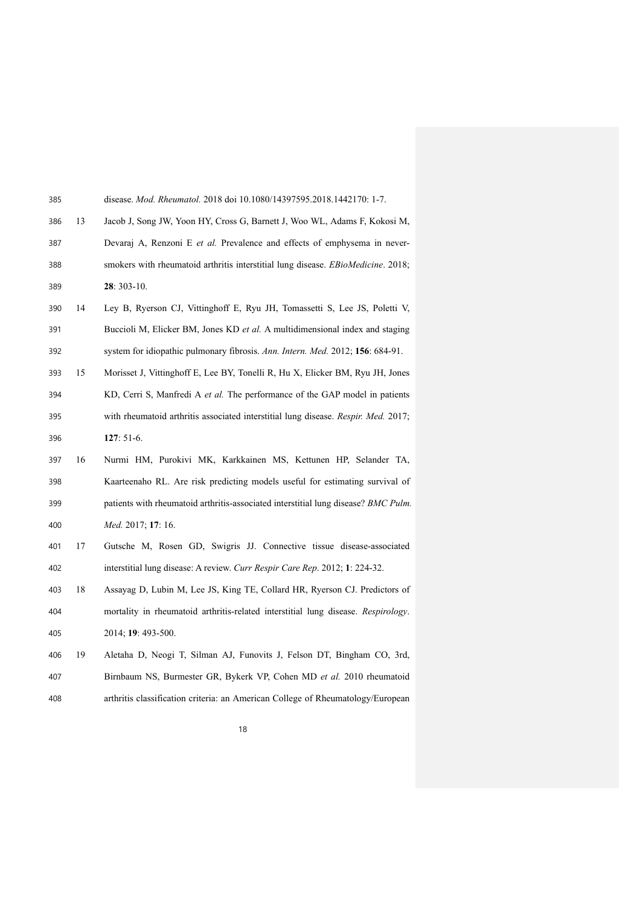disease. *Mod. Rheumatol.* 2018 doi 10.1080/14397595.2018.1442170: 1-7.

13 Jacob J, Song JW, Yoon HY, Cross G, Barnett J, Woo WL, Adams F, Kokosi M, Devaraj A, Renzoni E *et al.* Prevalence and effects of emphysema in never-smokers with rheumatoid arthritis interstitial lung disease. *EBioMedicine*. 2018; **28**: 303-10.

14 Ley B, Ryerson CJ, Vittinghoff E, Ryu JH, Tomassetti S, Lee JS, Poletti V, Buccioli M, Elicker BM, Jones KD *et al.* A multidimensional index and staging system for idiopathic pulmonary fibrosis. *Ann. Intern. Med.* 2012; **156**: 684-91.

15 Morisset J, Vittinghoff E, Lee BY, Tonelli R, Hu X, Elicker BM, Ryu JH, Jones KD, Cerri S, Manfredi A *et al.* The performance of the GAP model in patients with rheumatoid arthritis associated interstitial lung disease. *Respir. Med.* 2017; **127**: 51-6.

16 Nurmi HM, Purokivi MK, Karkkainen MS, Kettunen HP, Selander TA, Kaarteenaho RL. Are risk predicting models useful for estimating survival of patients with rheumatoid arthritis-associated interstitial lung disease? *BMC Pulm. Med.* 2017; **17**: 16.

17 Gutsche M, Rosen GD, Swigris JJ. Connective tissue disease-associated interstitial lung disease: A review. *Curr Respir Care Rep*. 2012; **1**: 224-32.

18 Assayag D, Lubin M, Lee JS, King TE, Collard HR, Ryerson CJ. Predictors of mortality in rheumatoid arthritis-related interstitial lung disease. *Respirology*. 2014; **19**: 493-500.

19 Aletaha D, Neogi T, Silman AJ, Funovits J, Felson DT, Bingham CO, 3rd, Birnbaum NS, Burmester GR, Bykerk VP, Cohen MD *et al.* 2010 rheumatoid arthritis classification criteria: an American College of Rheumatology/European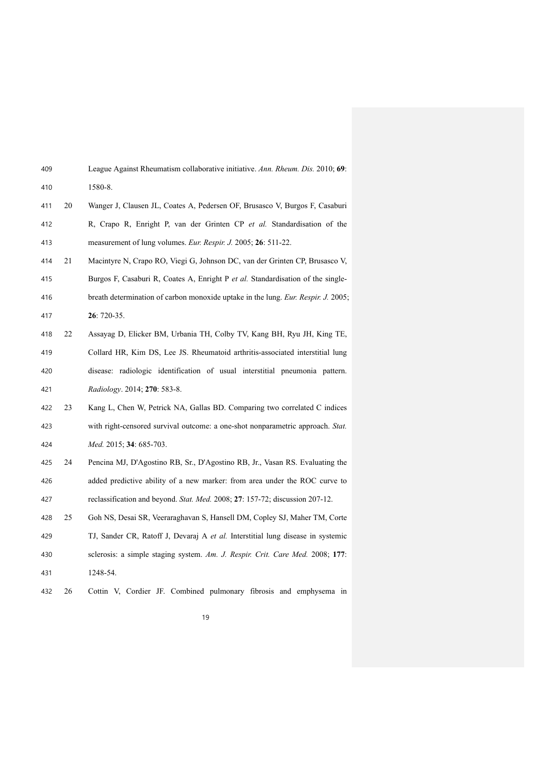League Against Rheumatism collaborative initiative. *Ann. Rheum. Dis.* 2010; **69**: 1580-8.

20 Wanger J, Clausen JL, Coates A, Pedersen OF, Brusasco V, Burgos F, Casaburi R, Crapo R, Enright P, van der Grinten CP *et al.* Standardisation of the measurement of lung volumes. *Eur. Respir. J.* 2005; **26**: 511-22.

21 Macintyre N, Crapo RO, Viegi G, Johnson DC, van der Grinten CP, Brusasco V, Burgos F, Casaburi R, Coates A, Enright P *et al.* Standardisation of the single-breath determination of carbon monoxide uptake in the lung. *Eur. Respir. J.* 2005; **26**: 720-35.

22 Assayag D, Elicker BM, Urbania TH, Colby TV, Kang BH, Ryu JH, King TE, Collard HR, Kim DS, Lee JS. Rheumatoid arthritis-associated interstitial lung disease: radiologic identification of usual interstitial pneumonia pattern. *Radiology*. 2014; **270**: 583-8.

23 Kang L, Chen W, Petrick NA, Gallas BD. Comparing two correlated C indices with right-censored survival outcome: a one-shot nonparametric approach. *Stat. Med.* 2015; **34**: 685-703.

24 Pencina MJ, D'Agostino RB, Sr., D'Agostino RB, Jr., Vasan RS. Evaluating the added predictive ability of a new marker: from area under the ROC curve to reclassification and beyond. *Stat. Med.* 2008; **27**: 157-72; discussion 207-12.

25 Goh NS, Desai SR, Veeraraghavan S, Hansell DM, Copley SJ, Maher TM, Corte TJ, Sander CR, Ratoff J, Devaraj A *et al.* Interstitial lung disease in systemic sclerosis: a simple staging system. *Am. J. Respir. Crit. Care Med.* 2008; **177**: 1248-54.

26 Cottin V, Cordier JF. Combined pulmonary fibrosis and emphysema in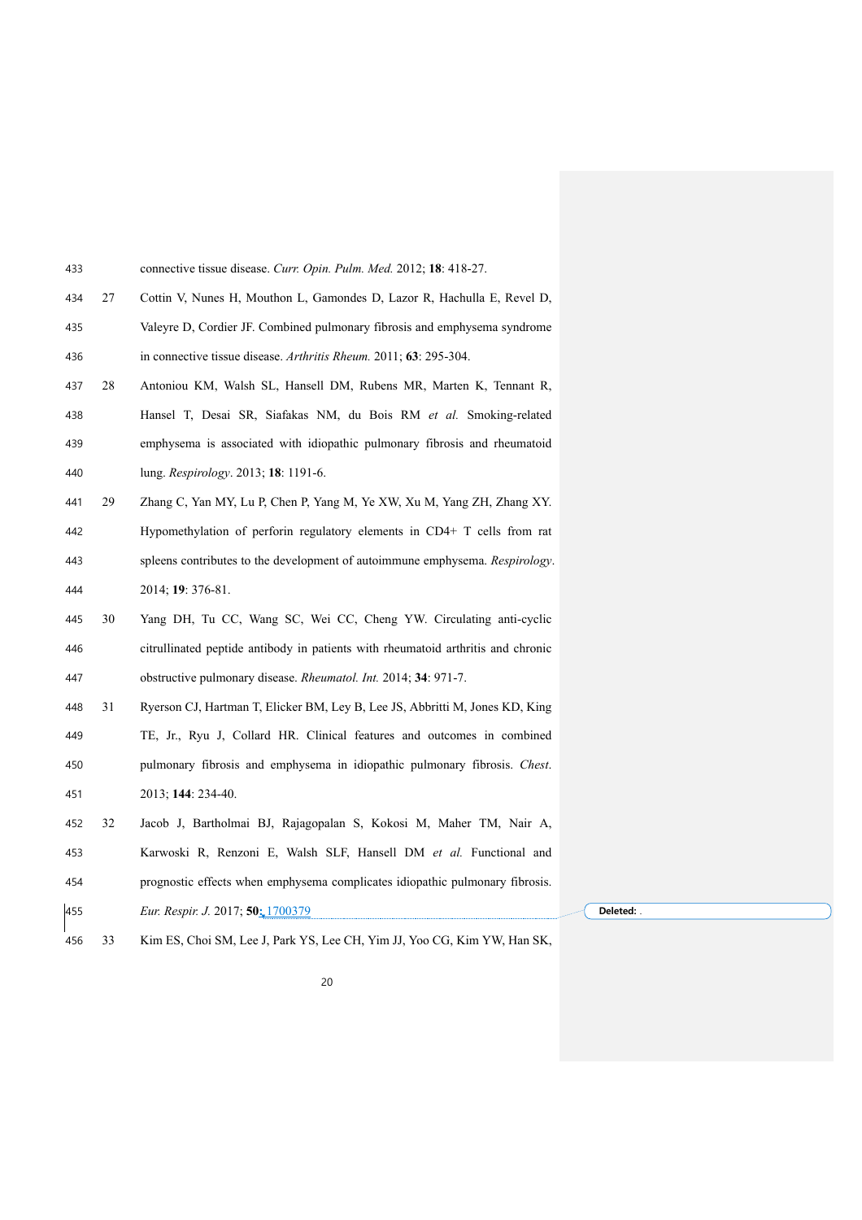connective tissue disease. *Curr. Opin. Pulm. Med.* 2012; **18**: 418-27.

27 Cottin V, Nunes H, Mouthon L, Gamondes D, Lazor R, Hachulla E, Revel D, Valeyre D, Cordier JF. Combined pulmonary fibrosis and emphysema syndrome in connective tissue disease. *Arthritis Rheum.* 2011; **63**: 295-304.

28 Antoniou KM, Walsh SL, Hansell DM, Rubens MR, Marten K, Tennant R, Hansel T, Desai SR, Siafakas NM, du Bois RM *et al.* Smoking-related emphysema is associated with idiopathic pulmonary fibrosis and rheumatoid lung. *Respirology*. 2013; **18**: 1191-6.

29 Zhang C, Yan MY, Lu P, Chen P, Yang M, Ye XW, Xu M, Yang ZH, Zhang XY. Hypomethylation of perforin regulatory elements in CD4+ T cells from rat spleens contributes to the development of autoimmune emphysema. *Respirology*. 2014; **19**: 376-81.

30 Yang DH, Tu CC, Wang SC, Wei CC, Cheng YW. Circulating anti-cyclic citrullinated peptide antibody in patients with rheumatoid arthritis and chronic obstructive pulmonary disease. *Rheumatol. Int.* 2014; **34**: 971-7.

31 Ryerson CJ, Hartman T, Elicker BM, Ley B, Lee JS, Abbritti M, Jones KD, King TE, Jr., Ryu J, Collard HR. Clinical features and outcomes in combined pulmonary fibrosis and emphysema in idiopathic pulmonary fibrosis. *Chest*. 2013; **144**: 234-40.

32 Jacob J, Bartholmai BJ, Rajagopalan S, Kokosi M, Maher TM, Nair A, Karwoski R, Renzoni E, Walsh SLF, Hansell DM *et al.* Functional and prognostic effects when emphysema complicates idiopathic pulmonary fibrosis. *Eur. Respir. J.* 2017; **50**: 1700379

33 Kim ES, Choi SM, Lee J, Park YS, Lee CH, Yim JJ, Yoo CG, Kim YW, Han SK,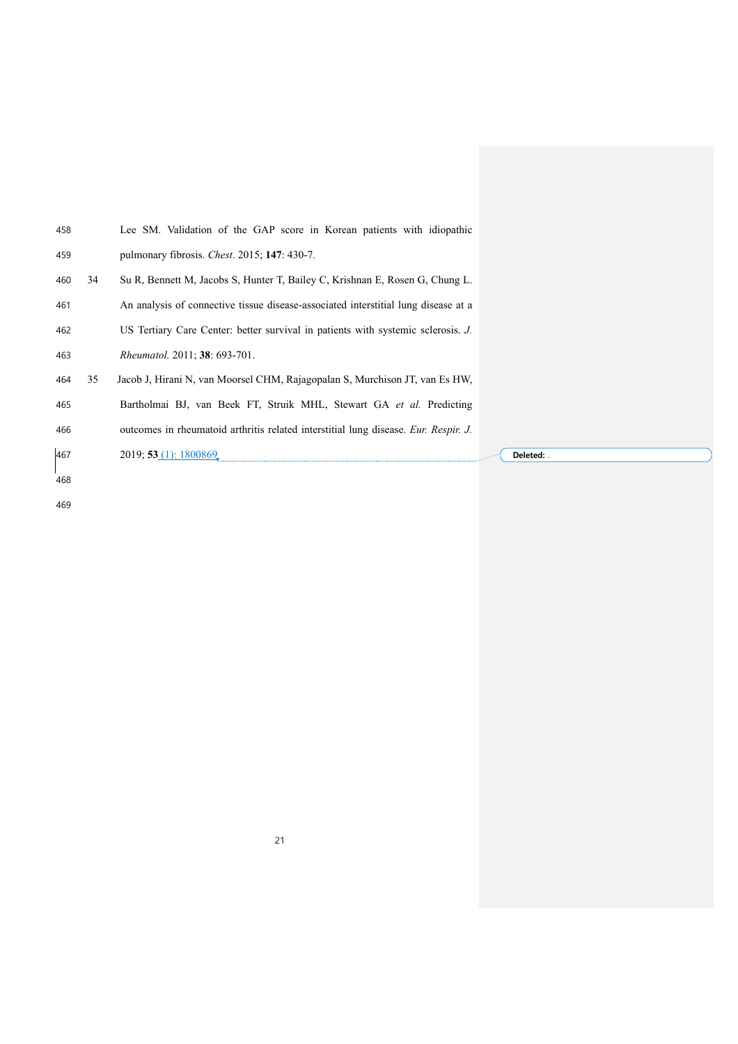Lee SM. Validation of the GAP score in Korean patients with idiopathic pulmonary fibrosis. *Chest*. 2015; **147**: 430-7.

34 Su R, Bennett M, Jacobs S, Hunter T, Bailey C, Krishnan E, Rosen G, Chung L. An analysis of connective tissue disease-associated interstitial lung disease at a US Tertiary Care Center: better survival in patients with systemic sclerosis. *J. Rheumatol.* 2011; **38**: 693-701.

35 Jacob J, Hirani N, van Moorsel CHM, Rajagopalan S, Murchison JT, van Es HW, Bartholmai BJ, van Beek FT, Struik MHL, Stewart GA *et al.* Predicting outcomes in rheumatoid arthritis related interstitial lung disease. *Eur. Respir. J.* 2019; **53** (1): 1800869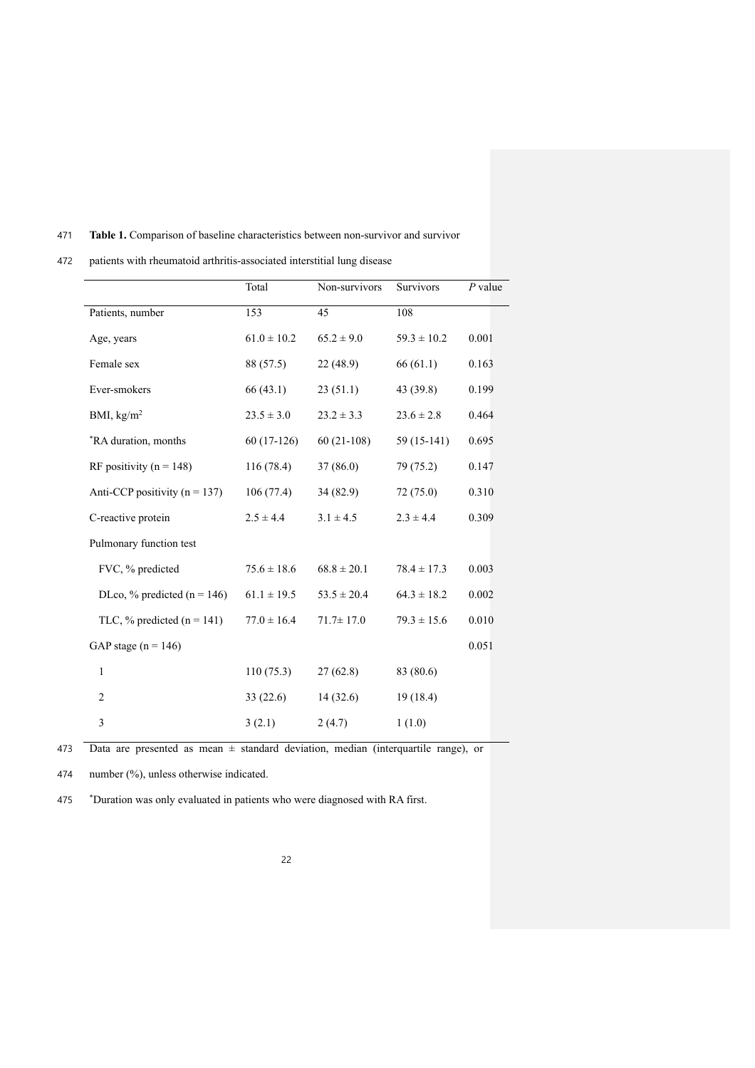**Table 1.** Comparison of baseline characteristics between non-survivor and survivor patients with rheumatoid arthritis-associated interstitial lung disease

| | Total | Non-survivors | Survivors | *P* value |
|---|---|---|---|---|
| Patients, number | 153 | 45 | 108 | |
| Age, years | 61.0 ± 10.2 | 65.2 ± 9.0 | 59.3 ± 10.2 | 0.001 |
| Female sex | 88 (57.5) | 22 (48.9) | 66 (61.1) | 0.163 |
| Ever-smokers | 66 (43.1) | 23 (51.1) | 43 (39.8) | 0.199 |
| BMI, kg/m$^2$ | 23.5 ± 3.0 | 23.2 ± 3.3 | 23.6 ± 2.8 | 0.464 |
| *RA duration, months | 60 (17-126) | 60 (21-108) | 59 (15-141) | 0.695 |
| RF positivity (n = 148) | 116 (78.4) | 37 (86.0) | 79 (75.2) | 0.147 |
| Anti-CCP positivity (n = 137) | 106 (77.4) | 34 (82.9) | 72 (75.0) | 0.310 |
| C-reactive protein | 2.5 ± 4.4 | 3.1 ± 4.5 | 2.3 ± 4.4 | 0.309 |
| Pulmonary function test | | | | |
| FVC, % predicted | 75.6 ± 18.6 | 68.8 ± 20.1 | 78.4 ± 17.3 | 0.003 |
| DLco, % predicted (n = 146) | 61.1 ± 19.5 | 53.5 ± 20.4 | 64.3 ± 18.2 | 0.002 |
| TLC, % predicted (n = 141) | 77.0 ± 16.4 | 71.7± 17.0 | 79.3 ± 15.6 | 0.010 |
| GAP stage (n = 146) | | | | 0.051 |
| 1 | 110 (75.3) | 27 (62.8) | 83 (80.6) | |
| 2 | 33 (22.6) | 14 (32.6) | 19 (18.4) | |
| 3 | 3 (2.1) | 2 (4.7) | 1 (1.0) | |

Data are presented as mean ± standard deviation, median (interquartile range), or number (%), unless otherwise indicated.

*Duration was only evaluated in patients who were diagnosed with RA first.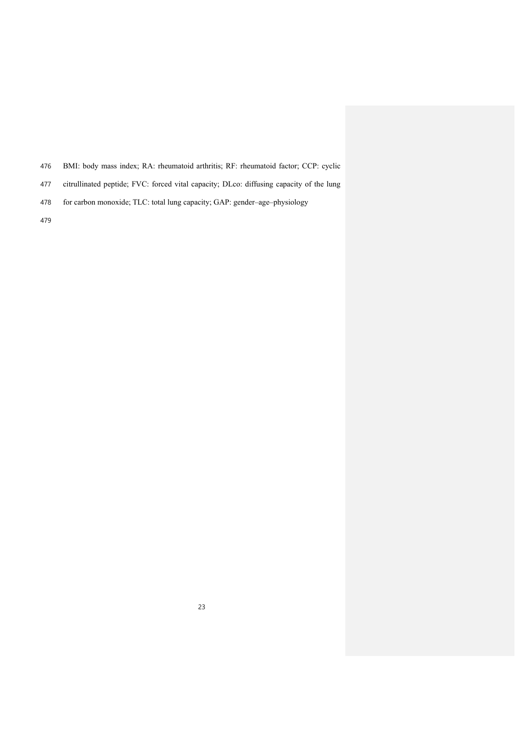BMI: body mass index; RA: rheumatoid arthritis; RF: rheumatoid factor; CCP: cyclic citrullinated peptide; FVC: forced vital capacity; DLco: diffusing capacity of the lung for carbon monoxide; TLC: total lung capacity; GAP: gender–age–physiology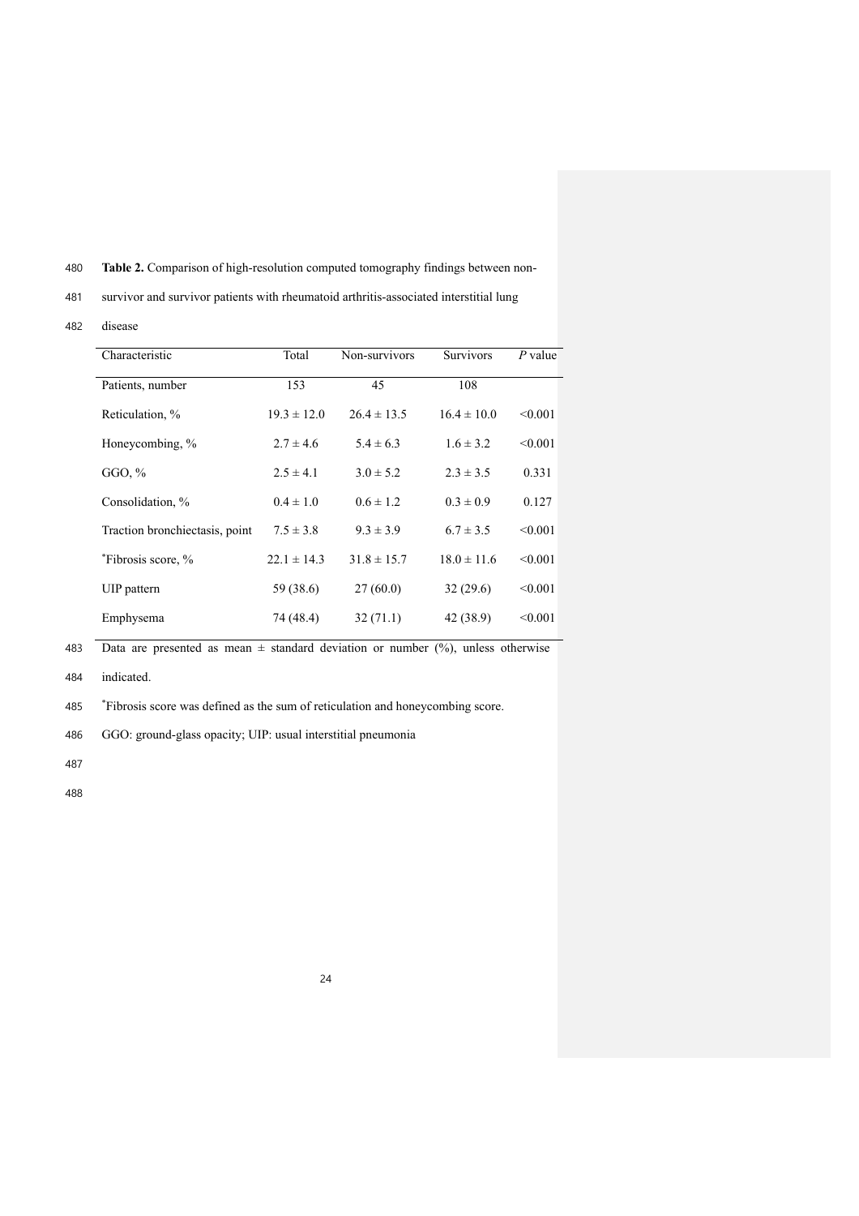**Table 2.** Comparison of high-resolution computed tomography findings between non-survivor and survivor patients with rheumatoid arthritis-associated interstitial lung disease

| Characteristic | Total | Non-survivors | Survivors | *P* value |
|---|---|---|---|---|
| Patients, number | 153 | 45 | 108 | |
| Reticulation, % | 19.3 ± 12.0 | 26.4 ± 13.5 | 16.4 ± 10.0 | <0.001 |
| Honeycombing, % | 2.7 ± 4.6 | 5.4 ± 6.3 | 1.6 ± 3.2 | <0.001 |
| GGO, % | 2.5 ± 4.1 | 3.0 ± 5.2 | 2.3 ± 3.5 | 0.331 |
| Consolidation, % | 0.4 ± 1.0 | 0.6 ± 1.2 | 0.3 ± 0.9 | 0.127 |
| Traction bronchiectasis, point | 7.5 ± 3.8 | 9.3 ± 3.9 | 6.7 ± 3.5 | <0.001 |
| *Fibrosis score, % | 22.1 ± 14.3 | 31.8 ± 15.7 | 18.0 ± 11.6 | <0.001 |
| UIP pattern | 59 (38.6) | 27 (60.0) | 32 (29.6) | <0.001 |
| Emphysema | 74 (48.4) | 32 (71.1) | 42 (38.9) | <0.001 |

Data are presented as mean ± standard deviation or number (%), unless otherwise indicated.

*Fibrosis score was defined as the sum of reticulation and honeycombing score.

GGO: ground-glass opacity; UIP: usual interstitial pneumonia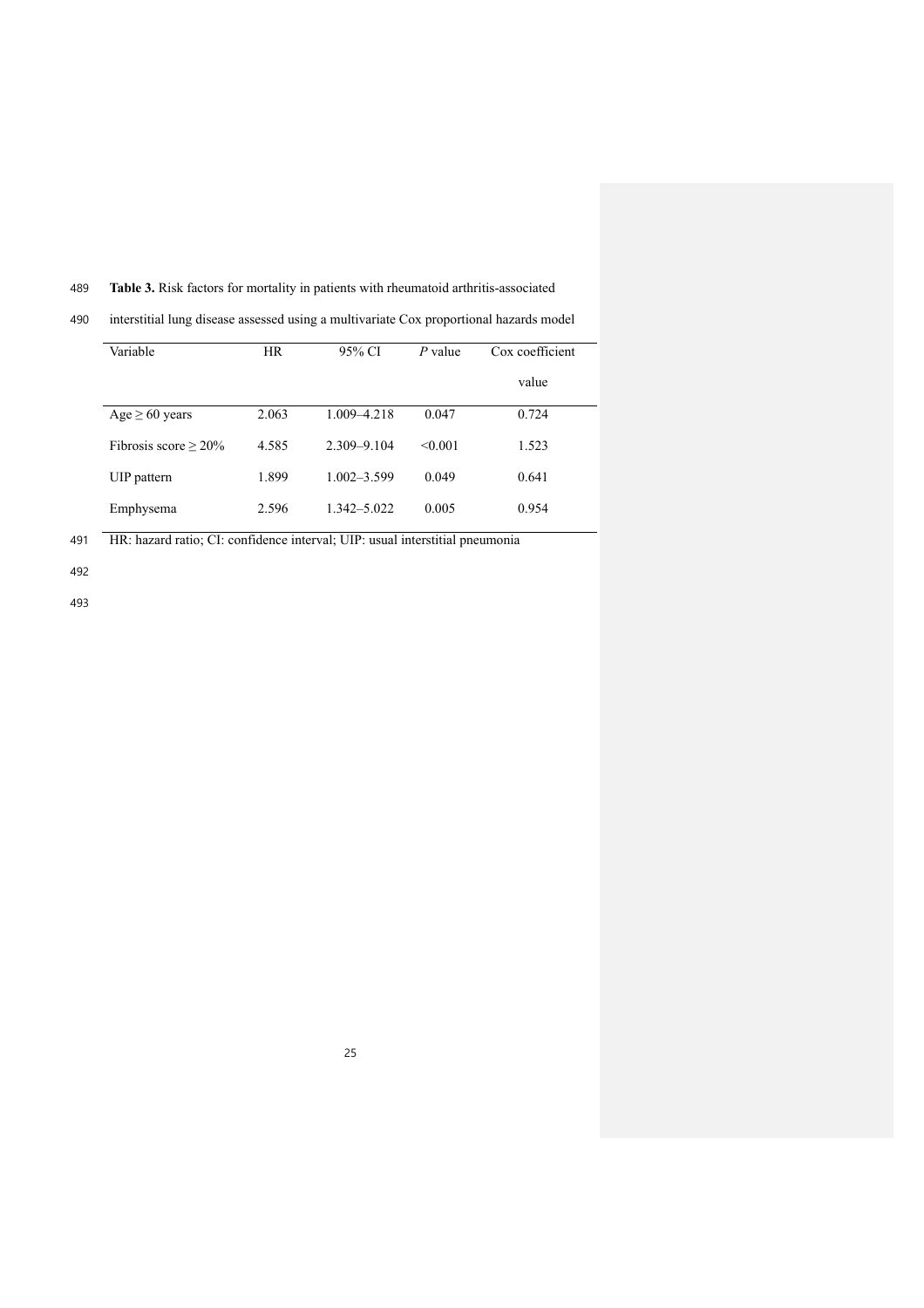**Table 3.** Risk factors for mortality in patients with rheumatoid arthritis-associated interstitial lung disease assessed using a multivariate Cox proportional hazards model

| Variable | HR | 95% CI | *P* value | Cox coefficient value |
|---|---|---|---|---|
| Age ≥ 60 years | 2.063 | 1.009–4.218 | 0.047 | 0.724 |
| Fibrosis score ≥ 20% | 4.585 | 2.309–9.104 | <0.001 | 1.523 |
| UIP pattern | 1.899 | 1.002–3.599 | 0.049 | 0.641 |
| Emphysema | 2.596 | 1.342–5.022 | 0.005 | 0.954 |

HR: hazard ratio; CI: confidence interval; UIP: usual interstitial pneumonia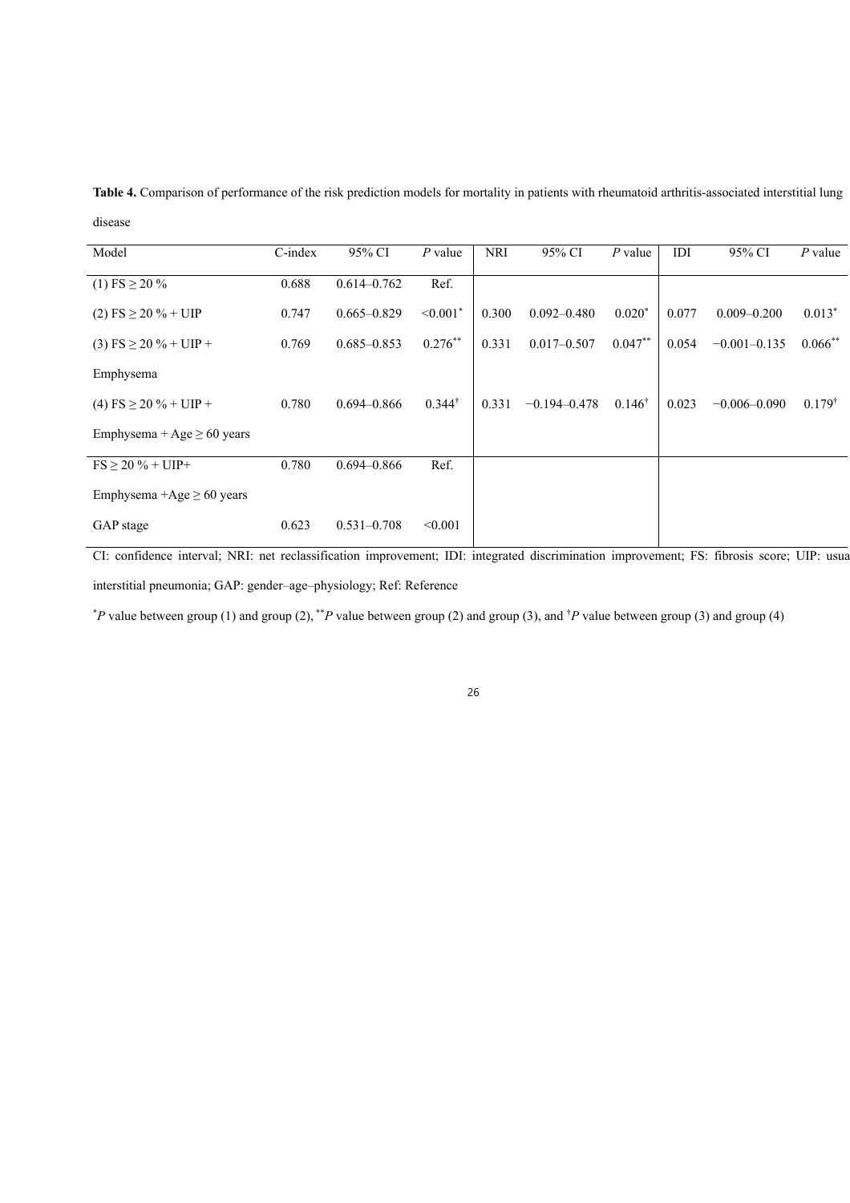**Table 4.** Comparison of performance of the risk prediction models for mortality in patients with rheumatoid arthritis-associated interstitial lung disease

| Model | C-index | 95% CI | *P* value | NRI | 95% CI | *P* value | IDI | 95% CI | *P* value |
|---|---|---|---|---|---|---|---|---|---|
| (1) FS ≥ 20 % | 0.688 | 0.614–0.762 | Ref. | | | | | | |
| (2) FS ≥ 20 % + UIP | 0.747 | 0.665–0.829 | <0.001* | 0.300 | 0.092–0.480 | 0.020* | 0.077 | 0.009–0.200 | 0.013* |
| (3) FS ≥ 20 % + UIP + Emphysema | 0.769 | 0.685–0.853 | 0.276** | 0.331 | 0.017–0.507 | 0.047** | 0.054 | −0.001–0.135 | 0.066** |
| (4) FS ≥ 20 % + UIP + Emphysema + Age ≥ 60 years | 0.780 | 0.694–0.866 | 0.344† | 0.331 | −0.194–0.478 | 0.146† | 0.023 | −0.006–0.090 | 0.179† |
| FS ≥ 20 % + UIP+ Emphysema +Age ≥ 60 years | 0.780 | 0.694–0.866 | Ref. | | | | | | |
| GAP stage | 0.623 | 0.531–0.708 | <0.001 | | | | | | |

CI: confidence interval; NRI: net reclassification improvement; IDI: integrated discrimination improvement; FS: fibrosis score; UIP: usual interstitial pneumonia; GAP: gender–age–physiology; Ref: Reference

\**P* value between group (1) and group (2), \*\**P* value between group (2) and group (3), and †*P* value between group (3) and group (4)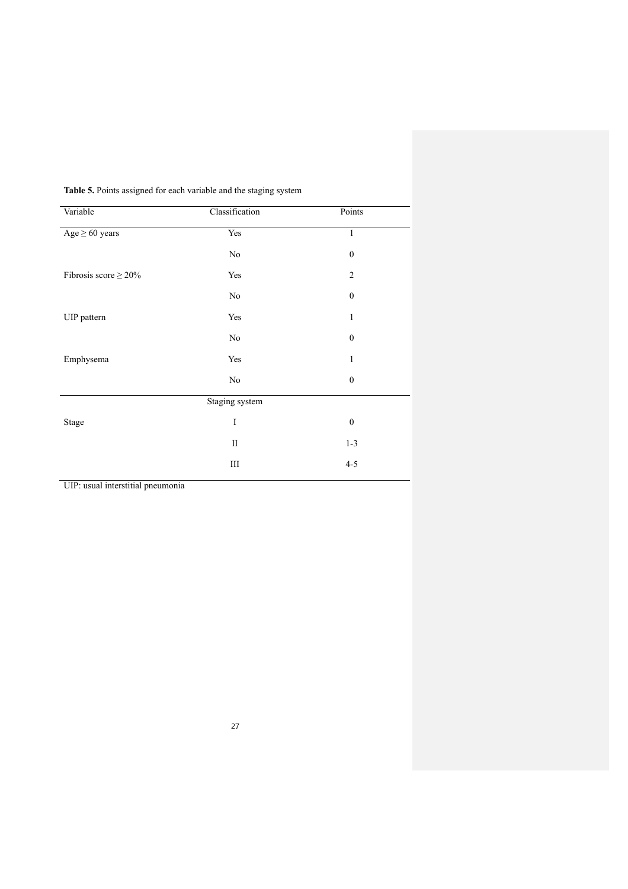**Table 5.** Points assigned for each variable and the staging system

| Variable | Classification | Points |
|---|---|---|
| Age ≥ 60 years | Yes | 1 |
| | No | 0 |
| Fibrosis score ≥ 20% | Yes | 2 |
| | No | 0 |
| UIP pattern | Yes | 1 |
| | No | 0 |
| Emphysema | Yes | 1 |
| | No | 0 |
| | Staging system | |
| Stage | I | 0 |
| | II | 1-3 |
| | III | 4-5 |

UIP: usual interstitial pneumonia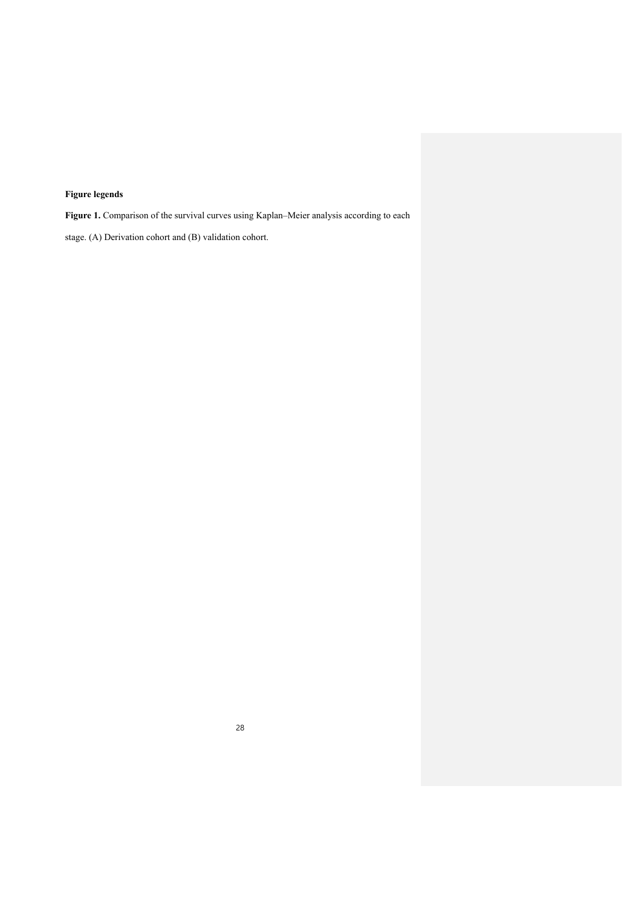**Figure legends**

**Figure 1.** Comparison of the survival curves using Kaplan–Meier analysis according to each stage. (A) Derivation cohort and (B) validation cohort.